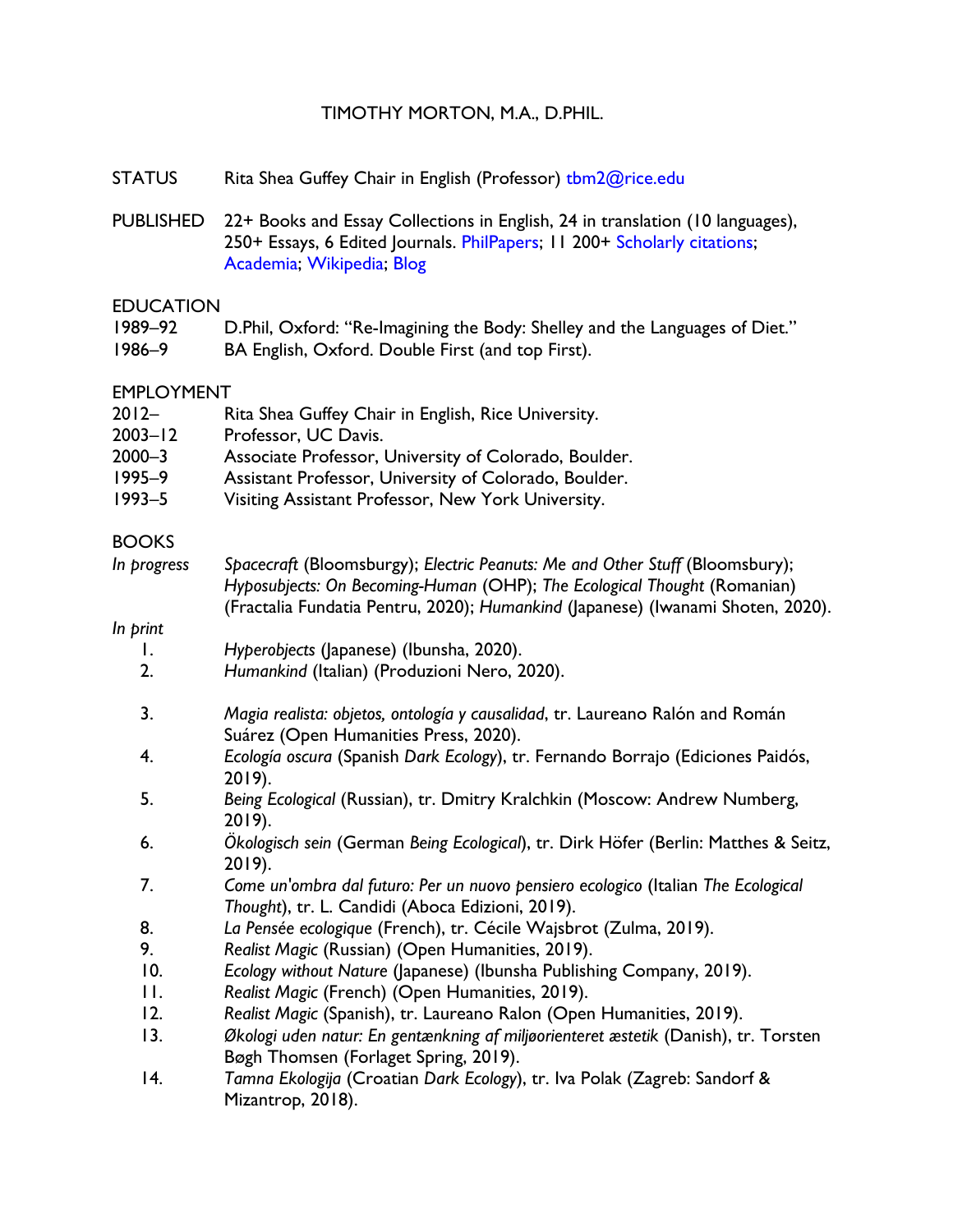# TIMOTHY MORTON, M.A., D.PHIL.

STATUS Rita Shea Guffey Chair in English (Professor) tbm2@rice.edu

PUBLISHED 22+ Books and Essay Collections in English, 24 in translation (10 languages), 250+ Essays, 6 Edited Journals. PhilPapers; 11 200+ Scholarly citations; Academia; Wikipedia; Blog

## EDUCATION

1989–92 D.Phil, Oxford: "Re-Imagining the Body: Shelley and the Languages of Diet."

1986–9 BA English, Oxford. Double First (and top First).

## EMPLOYMENT

2012– Rita Shea Guffey Chair in English, Rice University.

2003–12 Professor, UC Davis.

2000–3 Associate Professor, University of Colorado, Boulder.

1995–9 Assistant Professor, University of Colorado, Boulder.

1993–5 Visiting Assistant Professor, New York University.

## BOOKS

*In progress* *Spacecraft* (Bloomsburgy); *Electric Peanuts: Me and Other Stuff* (Bloomsbury); *Hyposubjects: On Becoming-Human* (OHP); *The Ecological Thought* (Romanian) (Fractalia Fundatia Pentru, 2020); *Humankind* (Japanese) (Iwanami Shoten, 2020).

*In print*

1. *Hyperobjects* (Japanese) (Ibunsha, 2020).
2. *Humankind* (Italian) (Produzioni Nero, 2020).
3. *Magia realista: objetos, ontología y causalidad*, tr. Laureano Ralón and Román Suárez (Open Humanities Press, 2020).
4. *Ecología oscura* (Spanish *Dark Ecology*), tr. Fernando Borrajo (Ediciones Paidós, 2019).
5. *Being Ecological* (Russian), tr. Dmitry Kralchkin (Moscow: Andrew Numberg, 2019).
6. *Ökologisch sein* (German *Being Ecological*), tr. Dirk Höfer (Berlin: Matthes & Seitz, 2019).
7. *Come un'ombra dal futuro: Per un nuovo pensiero ecologico* (Italian *The Ecological Thought*), tr. L. Candidi (Aboca Edizioni, 2019).
8. *La Pensée ecologique* (French), tr. Cécile Wajsbrot (Zulma, 2019).
9. *Realist Magic* (Russian) (Open Humanities, 2019).
10. *Ecology without Nature* (Japanese) (Ibunsha Publishing Company, 2019).
11. *Realist Magic* (French) (Open Humanities, 2019).
12. *Realist Magic* (Spanish), tr. Laureano Ralon (Open Humanities, 2019).
13. *Økologi uden natur: En gentænkning af miljøorienteret æstetik* (Danish), tr. Torsten Bøgh Thomsen (Forlaget Spring, 2019).
14. *Tamna Ekologija* (Croatian *Dark Ecology*), tr. Iva Polak (Zagreb: Sandorf & Mizantrop, 2018).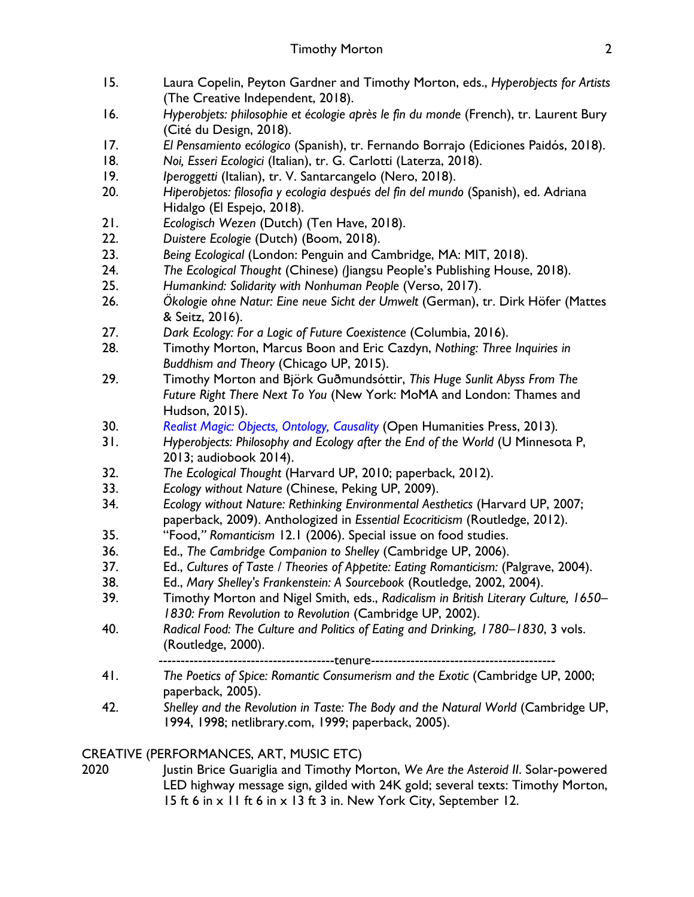15. Laura Copelin, Peyton Gardner and Timothy Morton, eds., *Hyperobjects for Artists* (The Creative Independent, 2018).
16. *Hyperobjets: philosophie et écologie après le fin du monde* (French), tr. Laurent Bury (Cité du Design, 2018).
17. *El Pensamiento ecólogico* (Spanish), tr. Fernando Borrajo (Ediciones Paidós, 2018).
18. *Noi, Esseri Ecologici* (Italian), tr. G. Carlotti (Laterza, 2018).
19. *Iperoggetti* (Italian), tr. V. Santarcangelo (Nero, 2018).
20. *Hiperobjetos: filosofia y ecologia después del fin del mundo* (Spanish), ed. Adriana Hidalgo (El Espejo, 2018).
21. *Ecologisch Wezen* (Dutch) (Ten Have, 2018).
22. *Duistere Ecologie* (Dutch) (Boom, 2018).
23. *Being Ecological* (London: Penguin and Cambridge, MA: MIT, 2018).
24. *The Ecological Thought* (Chinese) (Jiangsu People's Publishing House, 2018).
25. *Humankind: Solidarity with Nonhuman People* (Verso, 2017).
26. *Ökologie ohne Natur: Eine neue Sicht der Umwelt* (German), tr. Dirk Höfer (Mattes & Seitz, 2016).
27. *Dark Ecology: For a Logic of Future Coexistence* (Columbia, 2016).
28. Timothy Morton, Marcus Boon and Eric Cazdyn, *Nothing: Three Inquiries in Buddhism and Theory* (Chicago UP, 2015).
29. Timothy Morton and Björk Guðmundsóttir, *This Huge Sunlit Abyss From The Future Right There Next To You* (New York: MoMA and London: Thames and Hudson, 2015).
30. *Realist Magic: Objects, Ontology, Causality* (Open Humanities Press, 2013).
31. *Hyperobjects: Philosophy and Ecology after the End of the World* (U Minnesota P, 2013; audiobook 2014).
32. *The Ecological Thought* (Harvard UP, 2010; paperback, 2012).
33. *Ecology without Nature* (Chinese, Peking UP, 2009).
34. *Ecology without Nature: Rethinking Environmental Aesthetics* (Harvard UP, 2007; paperback, 2009). Anthologized in *Essential Ecocriticism* (Routledge, 2012).
35. "Food," *Romanticism* 12.1 (2006). Special issue on food studies.
36. Ed., *The Cambridge Companion to Shelley* (Cambridge UP, 2006).
37. Ed., *Cultures of Taste / Theories of Appetite: Eating Romanticism:* (Palgrave, 2004).
38. Ed., *Mary Shelley's Frankenstein: A Sourcebook* (Routledge, 2002, 2004).
39. Timothy Morton and Nigel Smith, eds., *Radicalism in British Literary Culture, 1650–1830: From Revolution to Revolution* (Cambridge UP, 2002).
40. *Radical Food: The Culture and Politics of Eating and Drinking, 1780–1830*, 3 vols. (Routledge, 2000).

---------------------------------------tenure------------------------------------------

41. *The Poetics of Spice: Romantic Consumerism and the Exotic* (Cambridge UP, 2000; paperback, 2005).
42. *Shelley and the Revolution in Taste: The Body and the Natural World* (Cambridge UP, 1994, 1998; netlibrary.com, 1999; paperback, 2005).

CREATIVE (PERFORMANCES, ART, MUSIC ETC)

2020 Justin Brice Guariglia and Timothy Morton, *We Are the Asteroid II*. Solar-powered LED highway message sign, gilded with 24K gold; several texts: Timothy Morton, 15 ft 6 in x 11 ft 6 in x 13 ft 3 in. New York City, September 12.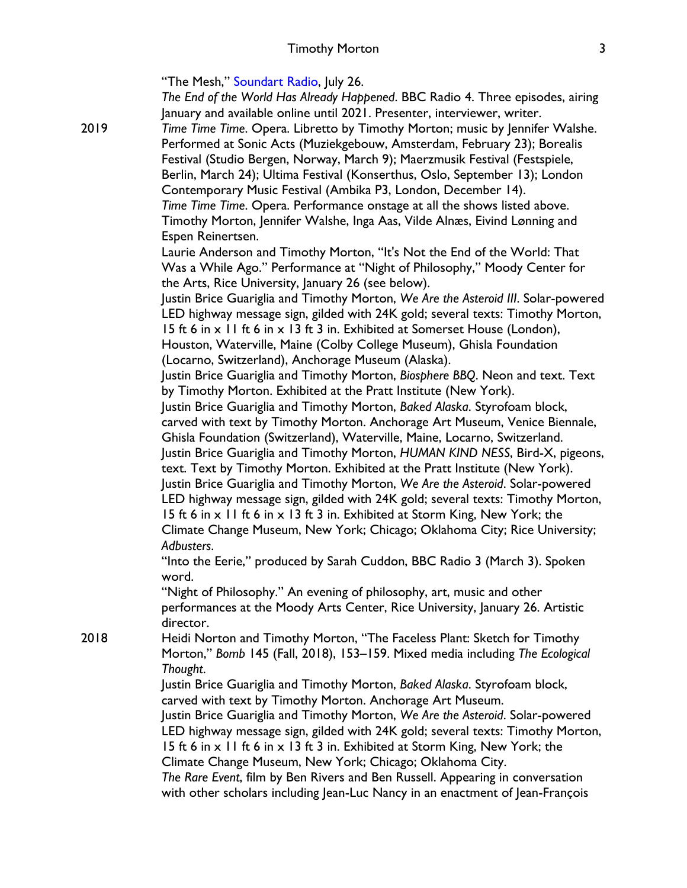"The Mesh," Soundart Radio, July 26.

*The End of the World Has Already Happened*. BBC Radio 4. Three episodes, airing January and available online until 2021. Presenter, interviewer, writer.

2019

*Time Time Time*. Opera. Libretto by Timothy Morton; music by Jennifer Walshe. Performed at Sonic Acts (Muziekgebouw, Amsterdam, February 23); Borealis Festival (Studio Bergen, Norway, March 9); Maerzmusik Festival (Festspiele, Berlin, March 24); Ultima Festival (Konserthus, Oslo, September 13); London Contemporary Music Festival (Ambika P3, London, December 14).

*Time Time Time*. Opera. Performance onstage at all the shows listed above. Timothy Morton, Jennifer Walshe, Inga Aas, Vilde Alnæs, Eivind Lønning and Espen Reinertsen.

Laurie Anderson and Timothy Morton, "It's Not the End of the World: That Was a While Ago." Performance at "Night of Philosophy," Moody Center for the Arts, Rice University, January 26 (see below).

Justin Brice Guariglia and Timothy Morton, *We Are the Asteroid III*. Solar-powered LED highway message sign, gilded with 24K gold; several texts: Timothy Morton, 15 ft 6 in x 11 ft 6 in x 13 ft 3 in. Exhibited at Somerset House (London), Houston, Waterville, Maine (Colby College Museum), Ghisla Foundation (Locarno, Switzerland), Anchorage Museum (Alaska).

Justin Brice Guariglia and Timothy Morton, *Biosphere BBQ*. Neon and text. Text by Timothy Morton. Exhibited at the Pratt Institute (New York).

Justin Brice Guariglia and Timothy Morton, *Baked Alaska*. Styrofoam block, carved with text by Timothy Morton. Anchorage Art Museum, Venice Biennale, Ghisla Foundation (Switzerland), Waterville, Maine, Locarno, Switzerland.

Justin Brice Guariglia and Timothy Morton, *HUMAN KIND NESS*, Bird-X, pigeons, text. Text by Timothy Morton. Exhibited at the Pratt Institute (New York).

Justin Brice Guariglia and Timothy Morton, *We Are the Asteroid*. Solar-powered LED highway message sign, gilded with 24K gold; several texts: Timothy Morton, 15 ft 6 in x 11 ft 6 in x 13 ft 3 in. Exhibited at Storm King, New York; the Climate Change Museum, New York; Chicago; Oklahoma City; Rice University; *Adbusters*.

"Into the Eerie," produced by Sarah Cuddon, BBC Radio 3 (March 3). Spoken word.

"Night of Philosophy." An evening of philosophy, art, music and other performances at the Moody Arts Center, Rice University, January 26. Artistic director.

2018

Heidi Norton and Timothy Morton, "The Faceless Plant: Sketch for Timothy Morton," *Bomb* 145 (Fall, 2018), 153–159. Mixed media including *The Ecological Thought*.

Justin Brice Guariglia and Timothy Morton, *Baked Alaska*. Styrofoam block, carved with text by Timothy Morton. Anchorage Art Museum.

Justin Brice Guariglia and Timothy Morton, *We Are the Asteroid*. Solar-powered LED highway message sign, gilded with 24K gold; several texts: Timothy Morton, 15 ft 6 in x 11 ft 6 in x 13 ft 3 in. Exhibited at Storm King, New York; the Climate Change Museum, New York; Chicago; Oklahoma City.

*The Rare Event*, film by Ben Rivers and Ben Russell. Appearing in conversation with other scholars including Jean-Luc Nancy in an enactment of Jean-François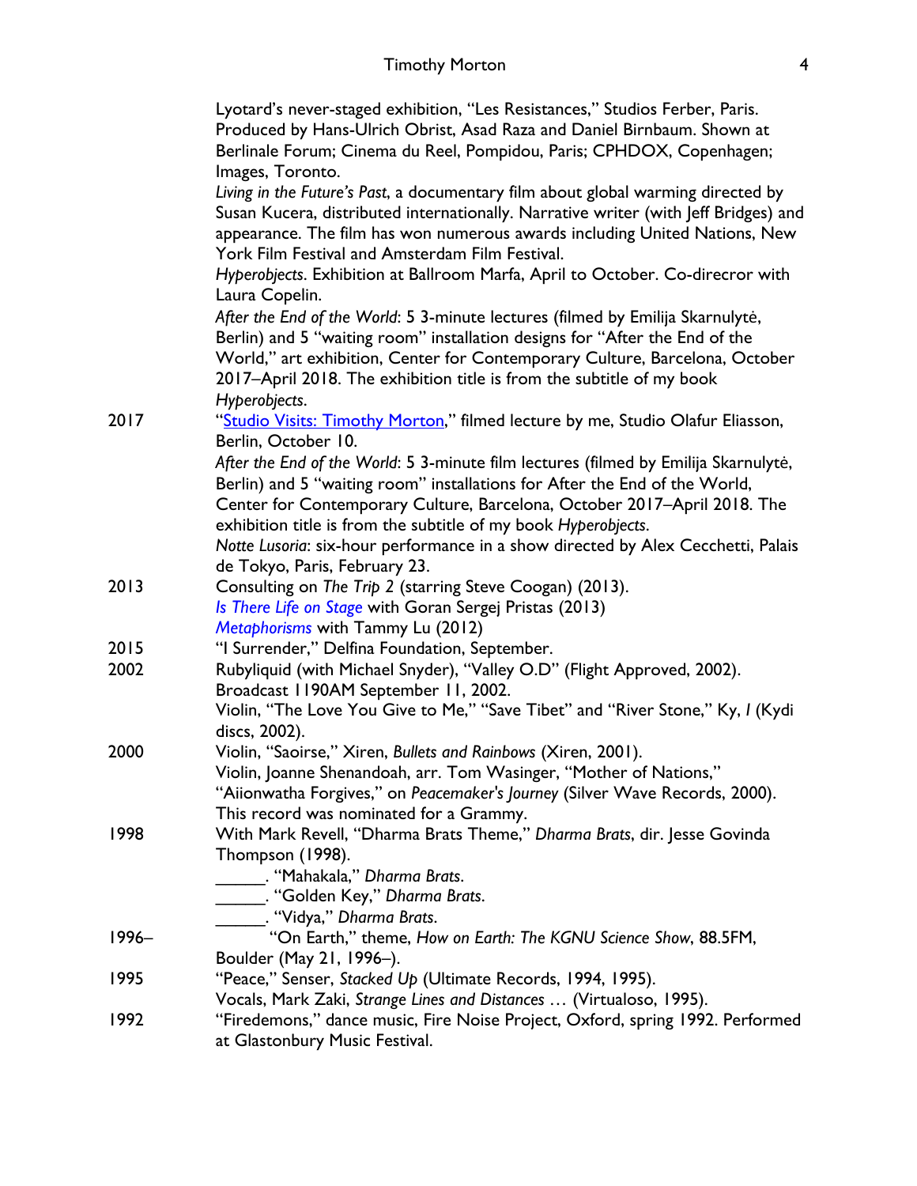Lyotard's never-staged exhibition, "Les Resistances," Studios Ferber, Paris. Produced by Hans-Ulrich Obrist, Asad Raza and Daniel Birnbaum. Shown at Berlinale Forum; Cinema du Reel, Pompidou, Paris; CPHDOX, Copenhagen; Images, Toronto.

*Living in the Future's Past*, a documentary film about global warming directed by Susan Kucera, distributed internationally. Narrative writer (with Jeff Bridges) and appearance. The film has won numerous awards including United Nations, New York Film Festival and Amsterdam Film Festival.

*Hyperobjects*. Exhibition at Ballroom Marfa, April to October. Co-direcror with Laura Copelin.

*After the End of the World*: 5 3-minute lectures (filmed by Emilija Skarnulytė, Berlin) and 5 "waiting room" installation designs for "After the End of the World," art exhibition, Center for Contemporary Culture, Barcelona, October 2017–April 2018. The exhibition title is from the subtitle of my book *Hyperobjects*.

2017 "Studio Visits: Timothy Morton," filmed lecture by me, Studio Olafur Eliasson, Berlin, October 10.

*After the End of the World*: 5 3-minute film lectures (filmed by Emilija Skarnulytė, Berlin) and 5 "waiting room" installations for After the End of the World, Center for Contemporary Culture, Barcelona, October 2017–April 2018. The exhibition title is from the subtitle of my book *Hyperobjects*.

*Notte Lusoria*: six-hour performance in a show directed by Alex Cecchetti, Palais de Tokyo, Paris, February 23.

2013 Consulting on *The Trip 2* (starring Steve Coogan) (2013).

*Is There Life on Stage* with Goran Sergej Pristas (2013)

*Metaphorisms* with Tammy Lu (2012)

2015 "I Surrender," Delfina Foundation, September.

2002 Rubyliquid (with Michael Snyder), "Valley O.D" (Flight Approved, 2002). Broadcast 1190AM September 11, 2002.

Violin, "The Love You Give to Me," "Save Tibet" and "River Stone," Ky, *I* (Kydi discs, 2002).

2000 Violin, "Saoirse," Xiren, *Bullets and Rainbows* (Xiren, 2001).

Violin, Joanne Shenandoah, arr. Tom Wasinger, "Mother of Nations," "Aiionwatha Forgives," on *Peacemaker's Journey* (Silver Wave Records, 2000). This record was nominated for a Grammy.

1998 With Mark Revell, "Dharma Brats Theme," *Dharma Brats*, dir. Jesse Govinda Thompson (1998).

______. "Mahakala," *Dharma Brats*.

______. "Golden Key," *Dharma Brats*.

______. "Vidya," *Dharma Brats*.

1996– "On Earth," theme, *How on Earth: The KGNU Science Show*, 88.5FM, Boulder (May 21, 1996–).

1995 "Peace," Senser, *Stacked Up* (Ultimate Records, 1994, 1995).

Vocals, Mark Zaki, *Strange Lines and Distances …* (Virtualoso, 1995).

1992 "Firedemons," dance music, Fire Noise Project, Oxford, spring 1992. Performed at Glastonbury Music Festival.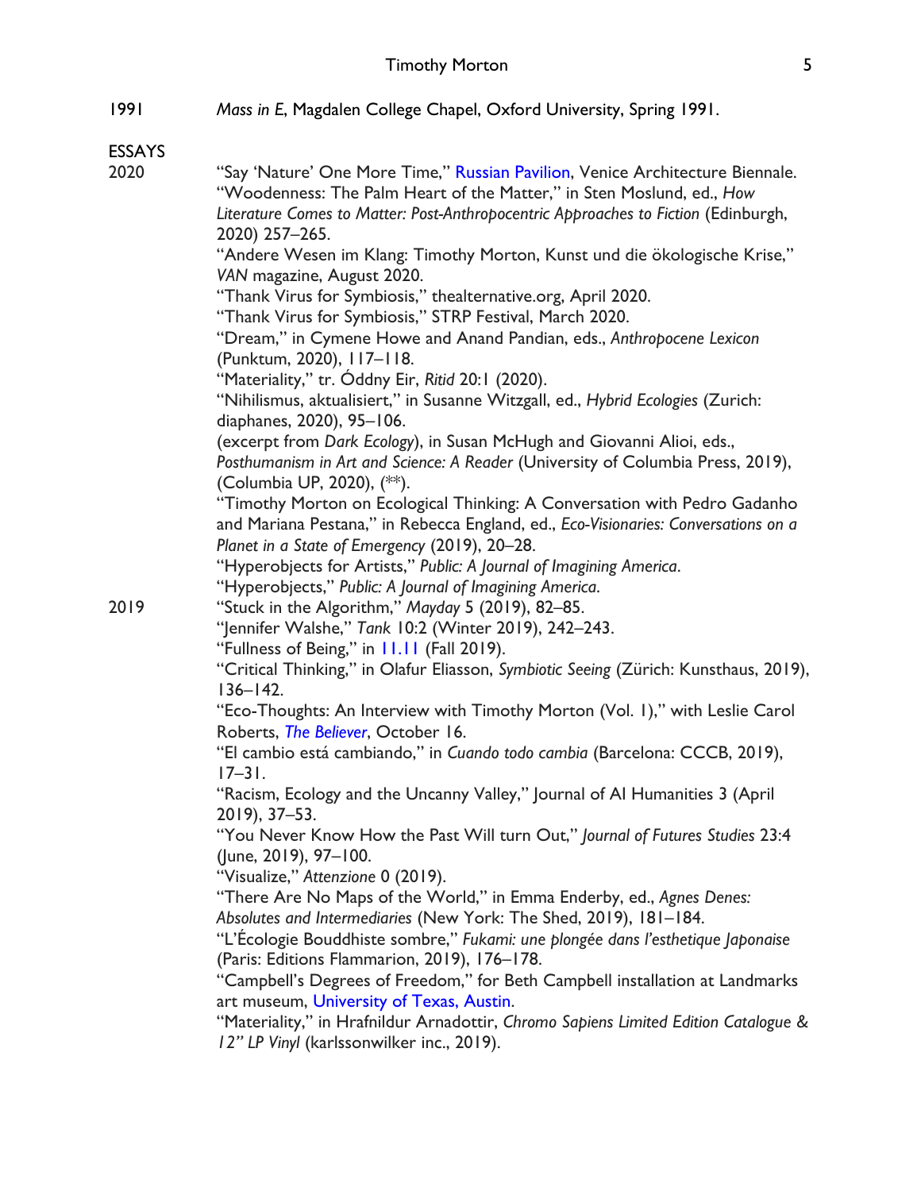1991 *Mass in E*, Magdalen College Chapel, Oxford University, Spring 1991.

## ESSAYS

**2020**

"Say 'Nature' One More Time," Russian Pavilion, Venice Architecture Biennale.

"Woodenness: The Palm Heart of the Matter," in Sten Moslund, ed., *How Literature Comes to Matter: Post-Anthropocentric Approaches to Fiction* (Edinburgh, 2020) 257–265.

"Andere Wesen im Klang: Timothy Morton, Kunst und die ökologische Krise," *VAN* magazine, August 2020.

"Thank Virus for Symbiosis," thealternative.org, April 2020.

"Thank Virus for Symbiosis," STRP Festival, March 2020.

"Dream," in Cymene Howe and Anand Pandian, eds., *Anthropocene Lexicon* (Punktum, 2020), 117–118.

"Materiality," tr. Óddny Eir, *Ritid* 20:1 (2020).

"Nihilismus, aktualisiert," in Susanne Witzgall, ed., *Hybrid Ecologies* (Zurich: diaphanes, 2020), 95–106.

(excerpt from *Dark Ecology*), in Susan McHugh and Giovanni Alioi, eds., *Posthumanism in Art and Science: A Reader* (University of Columbia Press, 2019), (Columbia UP, 2020), (\*\*).

"Timothy Morton on Ecological Thinking: A Conversation with Pedro Gadanho and Mariana Pestana," in Rebecca England, ed., *Eco-Visionaries: Conversations on a Planet in a State of Emergency* (2019), 20–28.

"Hyperobjects for Artists," *Public: A Journal of Imagining America*.

"Hyperobjects," *Public: A Journal of Imagining America*.

**2019**

"Stuck in the Algorithm," *Mayday* 5 (2019), 82–85.

"Jennifer Walshe," *Tank* 10:2 (Winter 2019), 242–243.

"Fullness of Being," in 11.11 (Fall 2019).

"Critical Thinking," in Olafur Eliasson, *Symbiotic Seeing* (Zürich: Kunsthaus, 2019), 136–142.

"Eco-Thoughts: An Interview with Timothy Morton (Vol. 1)," with Leslie Carol Roberts, *The Believer*, October 16.

"El cambio está cambiando," in *Cuando todo cambia* (Barcelona: CCCB, 2019), 17–31.

"Racism, Ecology and the Uncanny Valley," Journal of AI Humanities 3 (April 2019), 37–53.

"You Never Know How the Past Will turn Out," *Journal of Futures Studies* 23:4 (June, 2019), 97–100.

"Visualize," *Attenzione* 0 (2019).

"There Are No Maps of the World," in Emma Enderby, ed., *Agnes Denes: Absolutes and Intermediaries* (New York: The Shed, 2019), 181–184.

"L'Écologie Bouddhiste sombre," *Fukami: une plongée dans l'esthetique Japonaise* (Paris: Editions Flammarion, 2019), 176–178.

"Campbell's Degrees of Freedom," for Beth Campbell installation at Landmarks art museum, University of Texas, Austin.

"Materiality," in Hrafnildur Arnadottir, *Chromo Sapiens Limited Edition Catalogue & 12" LP Vinyl* (karlssonwilker inc., 2019).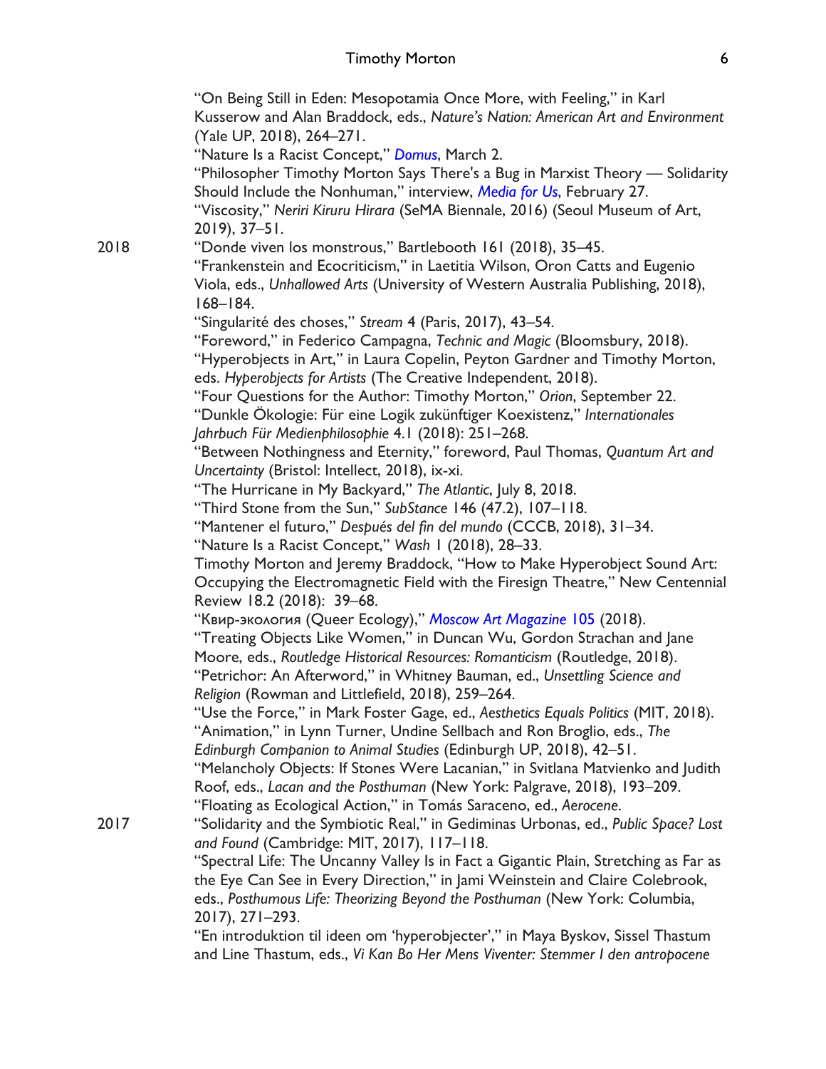"On Being Still in Eden: Mesopotamia Once More, with Feeling," in Karl Kusserow and Alan Braddock, eds., *Nature's Nation: American Art and Environment* (Yale UP, 2018), 264–271.

"Nature Is a Racist Concept," *Domus*, March 2.

"Philosopher Timothy Morton Says There's a Bug in Marxist Theory — Solidarity Should Include the Nonhuman," interview, *Media for Us*, February 27.

"Viscosity," *Neriri Kiruru Hirara* (SeMA Biennale, 2016) (Seoul Museum of Art, 2019), 37–51.

**2018**

"Donde viven los monstrous," Bartlebooth 161 (2018), 35–45.

"Frankenstein and Ecocriticism," in Laetitia Wilson, Oron Catts and Eugenio Viola, eds., *Unhallowed Arts* (University of Western Australia Publishing, 2018), 168–184.

"Singularité des choses," *Stream* 4 (Paris, 2017), 43–54.

"Foreword," in Federico Campagna, *Technic and Magic* (Bloomsbury, 2018).

"Hyperobjects in Art," in Laura Copelin, Peyton Gardner and Timothy Morton, eds. *Hyperobjects for Artists* (The Creative Independent, 2018).

"Four Questions for the Author: Timothy Morton," *Orion*, September 22.

"Dunkle Ökologie: Für eine Logik zukünftiger Koexistenz," *Internationales Jahrbuch Für Medienphilosophie* 4.1 (2018): 251–268.

"Between Nothingness and Eternity," foreword, Paul Thomas, *Quantum Art and Uncertainty* (Bristol: Intellect, 2018), ix-xi.

"The Hurricane in My Backyard," *The Atlantic*, July 8, 2018.

"Third Stone from the Sun," *SubStance* 146 (47.2), 107–118.

"Mantener el futuro," *Después del fin del mundo* (CCCB, 2018), 31–34.

"Nature Is a Racist Concept," *Wash* 1 (2018), 28–33.

Timothy Morton and Jeremy Braddock, "How to Make Hyperobject Sound Art: Occupying the Electromagnetic Field with the Firesign Theatre," New Centennial Review 18.2 (2018): 39–68.

"Квир-экология (Queer Ecology)," *Moscow Art Magazine 105* (2018).

"Treating Objects Like Women," in Duncan Wu, Gordon Strachan and Jane Moore, eds., *Routledge Historical Resources: Romanticism* (Routledge, 2018).

"Petrichor: An Afterword," in Whitney Bauman, ed., *Unsettling Science and Religion* (Rowman and Littlefield, 2018), 259–264.

"Use the Force," in Mark Foster Gage, ed., *Aesthetics Equals Politics* (MIT, 2018).

"Animation," in Lynn Turner, Undine Sellbach and Ron Broglio, eds., *The Edinburgh Companion to Animal Studies* (Edinburgh UP, 2018), 42–51.

"Melancholy Objects: If Stones Were Lacanian," in Svitlana Matvienko and Judith Roof, eds., *Lacan and the Posthuman* (New York: Palgrave, 2018), 193–209.

"Floating as Ecological Action," in Tomás Saraceno, ed., *Aerocene*.

**2017**

"Solidarity and the Symbiotic Real," in Gediminas Urbonas, ed., *Public Space? Lost and Found* (Cambridge: MIT, 2017), 117–118.

"Spectral Life: The Uncanny Valley Is in Fact a Gigantic Plain, Stretching as Far as the Eye Can See in Every Direction," in Jami Weinstein and Claire Colebrook, eds., *Posthumous Life: Theorizing Beyond the Posthuman* (New York: Columbia, 2017), 271–293.

"En introduktion til ideen om 'hyperobjecter'," in Maya Byskov, Sissel Thastum and Line Thastum, eds., *Vi Kan Bo Her Mens Viventer: Stemmer I den antropocene*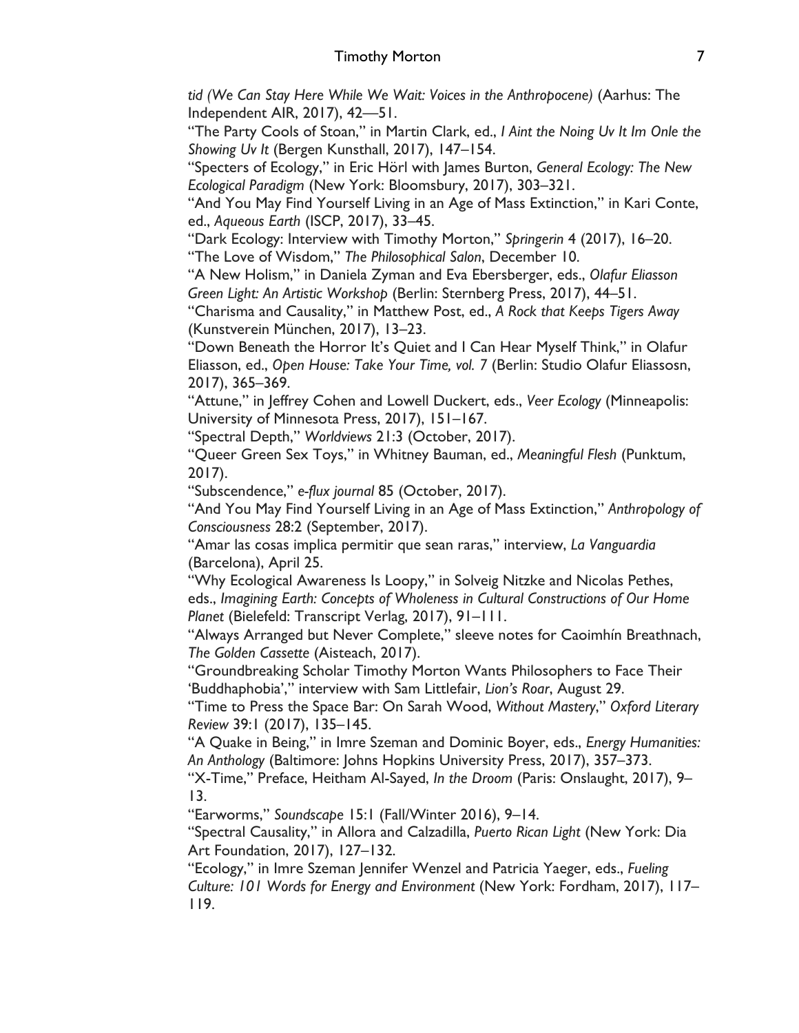*tid (We Can Stay Here While We Wait: Voices in the Anthropocene)* (Aarhus: The Independent AIR, 2017), 42—51.

"The Party Cools of Stoan," in Martin Clark, ed., *I Aint the Noing Uv It Im Onle the Showing Uv It* (Bergen Kunsthall, 2017), 147–154.

"Specters of Ecology," in Eric Hörl with James Burton, *General Ecology: The New Ecological Paradigm* (New York: Bloomsbury, 2017), 303–321.

"And You May Find Yourself Living in an Age of Mass Extinction," in Kari Conte, ed., *Aqueous Earth* (ISCP, 2017), 33–45.

"Dark Ecology: Interview with Timothy Morton," *Springerin* 4 (2017), 16–20.

"The Love of Wisdom," *The Philosophical Salon*, December 10.

"A New Holism," in Daniela Zyman and Eva Ebersberger, eds., *Olafur Eliasson Green Light: An Artistic Workshop* (Berlin: Sternberg Press, 2017), 44–51.

"Charisma and Causality," in Matthew Post, ed., *A Rock that Keeps Tigers Away* (Kunstverein München, 2017), 13–23.

"Down Beneath the Horror It's Quiet and I Can Hear Myself Think," in Olafur Eliasson, ed., *Open House: Take Your Time, vol. 7* (Berlin: Studio Olafur Eliassosn, 2017), 365–369.

"Attune," in Jeffrey Cohen and Lowell Duckert, eds., *Veer Ecology* (Minneapolis: University of Minnesota Press, 2017), 151–167.

"Spectral Depth," *Worldviews* 21:3 (October, 2017).

"Queer Green Sex Toys," in Whitney Bauman, ed., *Meaningful Flesh* (Punktum, 2017).

"Subscendence," *e-flux journal* 85 (October, 2017).

"And You May Find Yourself Living in an Age of Mass Extinction," *Anthropology of Consciousness* 28:2 (September, 2017).

"Amar las cosas implica permitir que sean raras," interview, *La Vanguardia* (Barcelona), April 25.

"Why Ecological Awareness Is Loopy," in Solveig Nitzke and Nicolas Pethes, eds., *Imagining Earth: Concepts of Wholeness in Cultural Constructions of Our Home Planet* (Bielefeld: Transcript Verlag, 2017), 91–111.

"Always Arranged but Never Complete," sleeve notes for Caoimhín Breathnach, *The Golden Cassette* (Aisteach, 2017).

"Groundbreaking Scholar Timothy Morton Wants Philosophers to Face Their 'Buddhaphobia'," interview with Sam Littlefair, *Lion's Roar*, August 29.

"Time to Press the Space Bar: On Sarah Wood, *Without Mastery*," *Oxford Literary Review* 39:1 (2017), 135–145.

"A Quake in Being," in Imre Szeman and Dominic Boyer, eds., *Energy Humanities: An Anthology* (Baltimore: Johns Hopkins University Press, 2017), 357–373.

"X-Time," Preface, Heitham Al-Sayed, *In the Droom* (Paris: Onslaught, 2017), 9–13.

"Earworms," *Soundscape* 15:1 (Fall/Winter 2016), 9–14.

"Spectral Causality," in Allora and Calzadilla, *Puerto Rican Light* (New York: Dia Art Foundation, 2017), 127–132.

"Ecology," in Imre Szeman Jennifer Wenzel and Patricia Yaeger, eds., *Fueling Culture: 101 Words for Energy and Environment* (New York: Fordham, 2017), 117–119.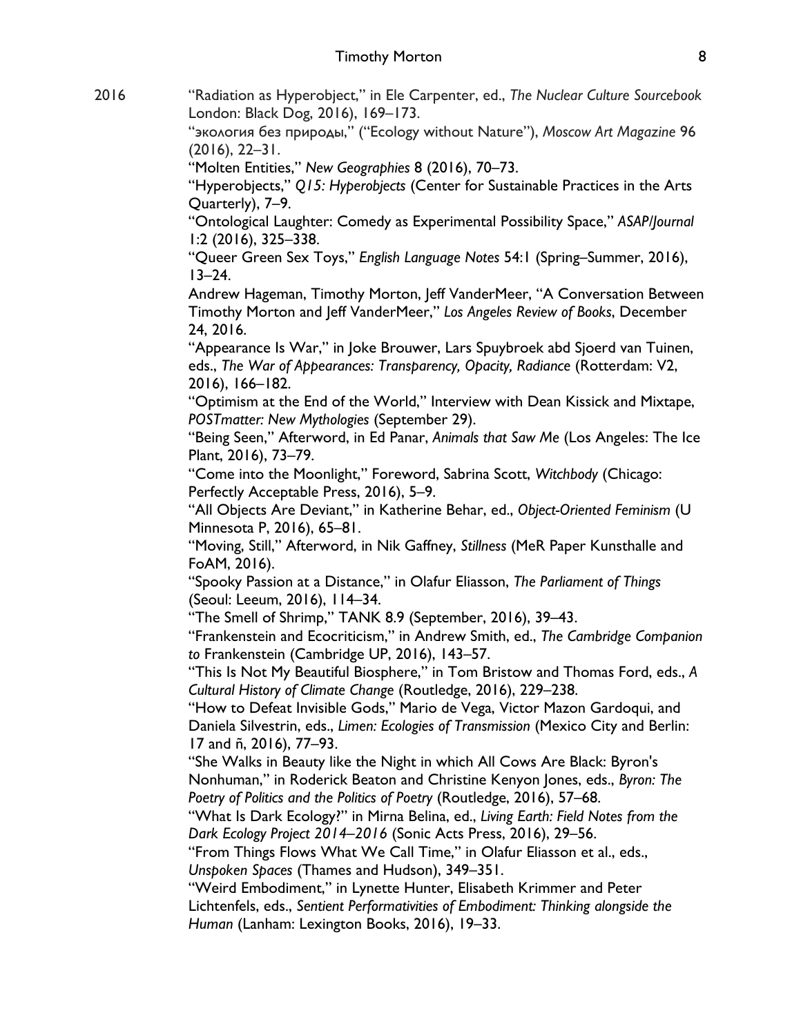2016

"Radiation as Hyperobject," in Ele Carpenter, ed., *The Nuclear Culture Sourcebook* London: Black Dog, 2016), 169–173.

"экология без природы," ("Ecology without Nature"), *Moscow Art Magazine* 96 (2016), 22–31.

"Molten Entities," *New Geographies* 8 (2016), 70–73.

"Hyperobjects," *Q15: Hyperobjects* (Center for Sustainable Practices in the Arts Quarterly), 7–9.

"Ontological Laughter: Comedy as Experimental Possibility Space," *ASAP/Journal* 1:2 (2016), 325–338.

"Queer Green Sex Toys," *English Language Notes* 54:1 (Spring–Summer, 2016), 13–24.

Andrew Hageman, Timothy Morton, Jeff VanderMeer, "A Conversation Between Timothy Morton and Jeff VanderMeer," *Los Angeles Review of Books*, December 24, 2016.

"Appearance Is War," in Joke Brouwer, Lars Spuybroek abd Sjoerd van Tuinen, eds., *The War of Appearances: Transparency, Opacity, Radiance* (Rotterdam: V2, 2016), 166–182.

"Optimism at the End of the World," Interview with Dean Kissick and Mixtape, *POSTmatter: New Mythologies* (September 29).

"Being Seen," Afterword, in Ed Panar, *Animals that Saw Me* (Los Angeles: The Ice Plant, 2016), 73–79.

"Come into the Moonlight," Foreword, Sabrina Scott, *Witchbody* (Chicago: Perfectly Acceptable Press, 2016), 5–9.

"All Objects Are Deviant," in Katherine Behar, ed., *Object-Oriented Feminism* (U Minnesota P, 2016), 65–81.

"Moving, Still," Afterword, in Nik Gaffney, *Stillness* (MeR Paper Kunsthalle and FoAM, 2016).

"Spooky Passion at a Distance," in Olafur Eliasson, *The Parliament of Things* (Seoul: Leeum, 2016), 114–34.

"The Smell of Shrimp," TANK 8.9 (September, 2016), 39–43.

"Frankenstein and Ecocriticism," in Andrew Smith, ed., *The Cambridge Companion to* Frankenstein (Cambridge UP, 2016), 143–57.

"This Is Not My Beautiful Biosphere," in Tom Bristow and Thomas Ford, eds., *A Cultural History of Climate Change* (Routledge, 2016), 229–238.

"How to Defeat Invisible Gods," Mario de Vega, Victor Mazon Gardoqui, and Daniela Silvestrin, eds., *Limen: Ecologies of Transmission* (Mexico City and Berlin: 17 and ñ, 2016), 77–93.

"She Walks in Beauty like the Night in which All Cows Are Black: Byron's Nonhuman," in Roderick Beaton and Christine Kenyon Jones, eds., *Byron: The Poetry of Politics and the Politics of Poetry* (Routledge, 2016), 57–68.

"What Is Dark Ecology?" in Mirna Belina, ed., *Living Earth: Field Notes from the Dark Ecology Project 2014–2016* (Sonic Acts Press, 2016), 29–56.

"From Things Flows What We Call Time," in Olafur Eliasson et al., eds., *Unspoken Spaces* (Thames and Hudson), 349–351.

"Weird Embodiment," in Lynette Hunter, Elisabeth Krimmer and Peter Lichtenfels, eds., *Sentient Performativities of Embodiment: Thinking alongside the Human* (Lanham: Lexington Books, 2016), 19–33.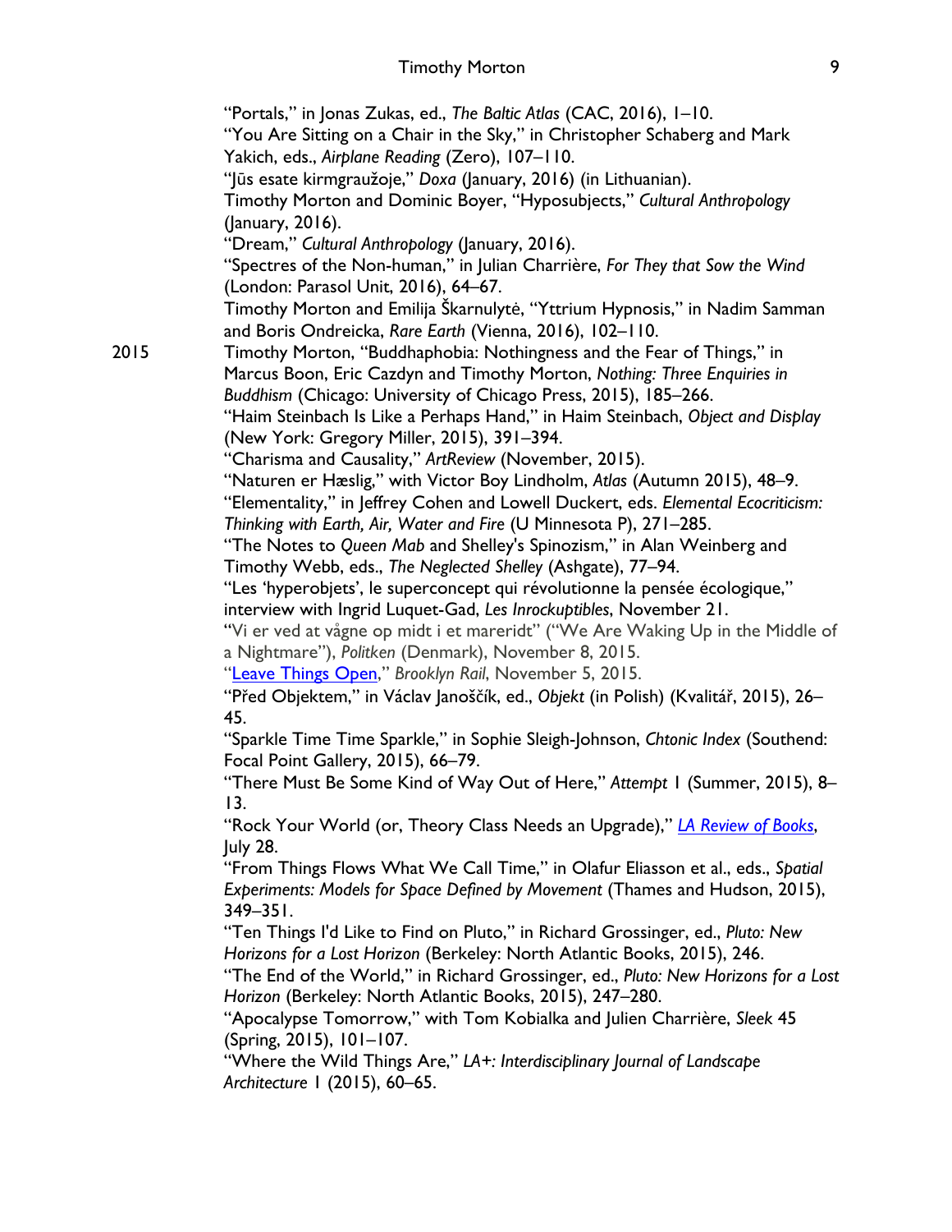"Portals," in Jonas Zukas, ed., *The Baltic Atlas* (CAC, 2016), 1–10.
"You Are Sitting on a Chair in the Sky," in Christopher Schaberg and Mark Yakich, eds., *Airplane Reading* (Zero), 107–110.
"Jūs esate kirmgraužoje," *Doxa* (January, 2016) (in Lithuanian).
Timothy Morton and Dominic Boyer, "Hyposubjects," *Cultural Anthropology* (January, 2016).
"Dream," *Cultural Anthropology* (January, 2016).
"Spectres of the Non-human," in Julian Charrière, *For They that Sow the Wind* (London: Parasol Unit, 2016), 64–67.
Timothy Morton and Emilija Škarnulytė, "Yttrium Hypnosis," in Nadim Samman and Boris Ondreicka, *Rare Earth* (Vienna, 2016), 102–110.

2015 Timothy Morton, "Buddhaphobia: Nothingness and the Fear of Things," in Marcus Boon, Eric Cazdyn and Timothy Morton, *Nothing: Three Enquiries in Buddhism* (Chicago: University of Chicago Press, 2015), 185–266.
"Haim Steinbach Is Like a Perhaps Hand," in Haim Steinbach, *Object and Display* (New York: Gregory Miller, 2015), 391–394.
"Charisma and Causality," *ArtReview* (November, 2015).
"Naturen er Hæslig," with Victor Boy Lindholm, *Atlas* (Autumn 2015), 48–9.
"Elementality," in Jeffrey Cohen and Lowell Duckert, eds. *Elemental Ecocriticism: Thinking with Earth, Air, Water and Fire* (U Minnesota P), 271–285.
"The Notes to *Queen Mab* and Shelley's Spinozism," in Alan Weinberg and Timothy Webb, eds., *The Neglected Shelley* (Ashgate), 77–94.
"Les 'hyperobjets', le superconcept qui révolutionne la pensée écologique," interview with Ingrid Luquet-Gad, *Les Inrockuptibles*, November 21.
"Vi er ved at vågne op midt i et mareridt" ("We Are Waking Up in the Middle of a Nightmare"), *Politken* (Denmark), November 8, 2015.
"Leave Things Open," *Brooklyn Rail*, November 5, 2015.
"Před Objektem," in Václav Janoščík, ed., *Objekt* (in Polish) (Kvalitář, 2015), 26–45.
"Sparkle Time Time Sparkle," in Sophie Sleigh-Johnson, *Chtonic Index* (Southend: Focal Point Gallery, 2015), 66–79.
"There Must Be Some Kind of Way Out of Here," *Attempt* 1 (Summer, 2015), 8–13.
"Rock Your World (or, Theory Class Needs an Upgrade)," *LA Review of Books*, July 28.
"From Things Flows What We Call Time," in Olafur Eliasson et al., eds., *Spatial Experiments: Models for Space Defined by Movement* (Thames and Hudson, 2015), 349–351.
"Ten Things I'd Like to Find on Pluto," in Richard Grossinger, ed., *Pluto: New Horizons for a Lost Horizon* (Berkeley: North Atlantic Books, 2015), 246.
"The End of the World," in Richard Grossinger, ed., *Pluto: New Horizons for a Lost Horizon* (Berkeley: North Atlantic Books, 2015), 247–280.
"Apocalypse Tomorrow," with Tom Kobialka and Julien Charrière, *Sleek* 45 (Spring, 2015), 101–107.
"Where the Wild Things Are," *LA+: Interdisciplinary Journal of Landscape Architecture* 1 (2015), 60–65.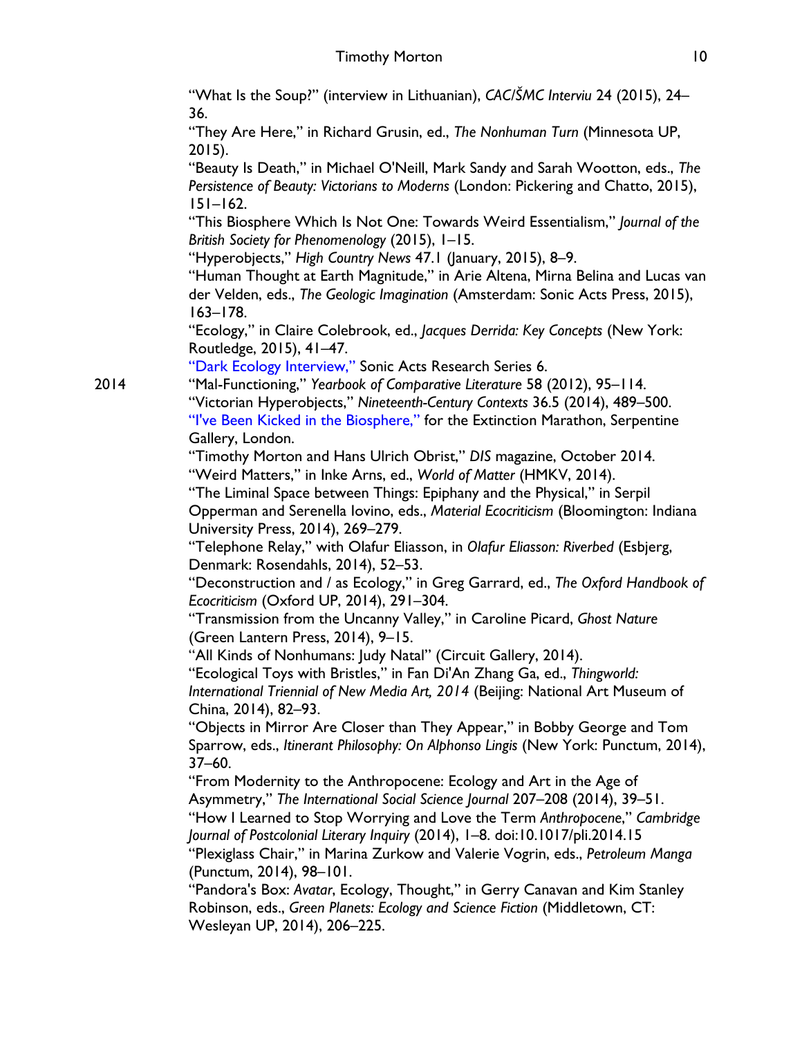"What Is the Soup?" (interview in Lithuanian), *CAC/ŠMC Interviu* 24 (2015), 24–36.

"They Are Here," in Richard Grusin, ed., *The Nonhuman Turn* (Minnesota UP, 2015).

"Beauty Is Death," in Michael O'Neill, Mark Sandy and Sarah Wootton, eds., *The Persistence of Beauty: Victorians to Moderns* (London: Pickering and Chatto, 2015), 151–162.

"This Biosphere Which Is Not One: Towards Weird Essentialism," *Journal of the British Society for Phenomenology* (2015), 1–15.

"Hyperobjects," *High Country News* 47.1 (January, 2015), 8–9.

"Human Thought at Earth Magnitude," in Arie Altena, Mirna Belina and Lucas van der Velden, eds., *The Geologic Imagination* (Amsterdam: Sonic Acts Press, 2015), 163–178.

"Ecology," in Claire Colebrook, ed., *Jacques Derrida: Key Concepts* (New York: Routledge, 2015), 41–47.

"Dark Ecology Interview," Sonic Acts Research Series 6.

2014

"Mal-Functioning," *Yearbook of Comparative Literature* 58 (2012), 95–114.

"Victorian Hyperobjects," *Nineteenth-Century Contexts* 36.5 (2014), 489–500.

"I've Been Kicked in the Biosphere," for the Extinction Marathon, Serpentine Gallery, London.

"Timothy Morton and Hans Ulrich Obrist," *DIS* magazine, October 2014.

"Weird Matters," in Inke Arns, ed., *World of Matter* (HMKV, 2014).

"The Liminal Space between Things: Epiphany and the Physical," in Serpil Opperman and Serenella Iovino, eds., *Material Ecocriticism* (Bloomington: Indiana University Press, 2014), 269–279.

"Telephone Relay," with Olafur Eliasson, in *Olafur Eliasson: Riverbed* (Esbjerg, Denmark: Rosendahls, 2014), 52–53.

"Deconstruction and / as Ecology," in Greg Garrard, ed., *The Oxford Handbook of Ecocriticism* (Oxford UP, 2014), 291–304.

"Transmission from the Uncanny Valley," in Caroline Picard, *Ghost Nature* (Green Lantern Press, 2014), 9–15.

"All Kinds of Nonhumans: Judy Natal" (Circuit Gallery, 2014).

"Ecological Toys with Bristles," in Fan Di'An Zhang Ga, ed., *Thingworld: International Triennial of New Media Art, 2014* (Beijing: National Art Museum of China, 2014), 82–93.

"Objects in Mirror Are Closer than They Appear," in Bobby George and Tom Sparrow, eds., *Itinerant Philosophy: On Alphonso Lingis* (New York: Punctum, 2014), 37–60.

"From Modernity to the Anthropocene: Ecology and Art in the Age of Asymmetry," *The International Social Science Journal* 207–208 (2014), 39–51.

"How I Learned to Stop Worrying and Love the Term *Anthropocene*," *Cambridge Journal of Postcolonial Literary Inquiry* (2014), 1–8. doi:10.1017/pli.2014.15

"Plexiglass Chair," in Marina Zurkow and Valerie Vogrin, eds., *Petroleum Manga* (Punctum, 2014), 98–101.

"Pandora's Box: *Avatar*, Ecology, Thought," in Gerry Canavan and Kim Stanley Robinson, eds., *Green Planets: Ecology and Science Fiction* (Middletown, CT: Wesleyan UP, 2014), 206–225.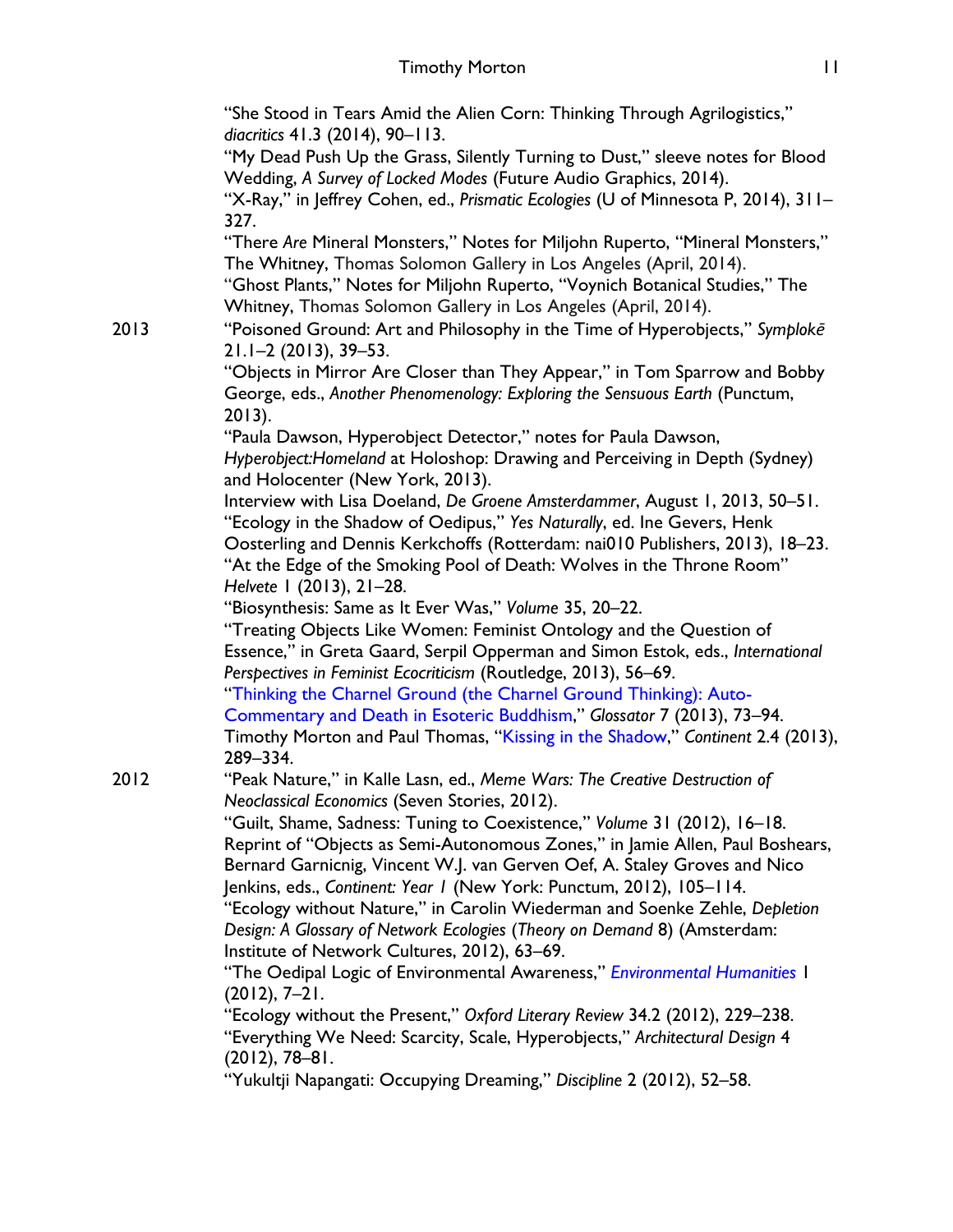"She Stood in Tears Amid the Alien Corn: Thinking Through Agrilogistics," *diacritics* 41.3 (2014), 90–113.

"My Dead Push Up the Grass, Silently Turning to Dust," sleeve notes for Blood Wedding, *A Survey of Locked Modes* (Future Audio Graphics, 2014).

"X-Ray," in Jeffrey Cohen, ed., *Prismatic Ecologies* (U of Minnesota P, 2014), 311–327.

"There *Are* Mineral Monsters," Notes for Miljohn Ruperto, "Mineral Monsters," The Whitney, Thomas Solomon Gallery in Los Angeles (April, 2014).

"Ghost Plants," Notes for Miljohn Ruperto, "Voynich Botanical Studies," The Whitney, Thomas Solomon Gallery in Los Angeles (April, 2014).

2013

"Poisoned Ground: Art and Philosophy in the Time of Hyperobjects," *Symplokē* 21.1–2 (2013), 39–53.

"Objects in Mirror Are Closer than They Appear," in Tom Sparrow and Bobby George, eds., *Another Phenomenology: Exploring the Sensuous Earth* (Punctum, 2013).

"Paula Dawson, Hyperobject Detector," notes for Paula Dawson, *Hyperobject:Homeland* at Holoshop: Drawing and Perceiving in Depth (Sydney) and Holocenter (New York, 2013).

Interview with Lisa Doeland, *De Groene Amsterdammer*, August 1, 2013, 50–51.

"Ecology in the Shadow of Oedipus," *Yes Naturally*, ed. Ine Gevers, Henk Oosterling and Dennis Kerkchoffs (Rotterdam: nai010 Publishers, 2013), 18–23.

"At the Edge of the Smoking Pool of Death: Wolves in the Throne Room" *Helvete* 1 (2013), 21–28.

"Biosynthesis: Same as It Ever Was," *Volume* 35, 20–22.

"Treating Objects Like Women: Feminist Ontology and the Question of Essence," in Greta Gaard, Serpil Opperman and Simon Estok, eds., *International Perspectives in Feminist Ecocriticism* (Routledge, 2013), 56–69.

"Thinking the Charnel Ground (the Charnel Ground Thinking): Auto-Commentary and Death in Esoteric Buddhism," *Glossator* 7 (2013), 73–94.

Timothy Morton and Paul Thomas, "Kissing in the Shadow," *Continent* 2.4 (2013), 289–334.

2012

"Peak Nature," in Kalle Lasn, ed., *Meme Wars: The Creative Destruction of Neoclassical Economics* (Seven Stories, 2012).

"Guilt, Shame, Sadness: Tuning to Coexistence," *Volume* 31 (2012), 16–18.

Reprint of "Objects as Semi-Autonomous Zones," in Jamie Allen, Paul Boshears, Bernard Garnicnig, Vincent W.J. van Gerven Oef, A. Staley Groves and Nico Jenkins, eds., *Continent: Year 1* (New York: Punctum, 2012), 105–114.

"Ecology without Nature," in Carolin Wiederman and Soenke Zehle, *Depletion Design: A Glossary of Network Ecologies* (*Theory on Demand* 8) (Amsterdam: Institute of Network Cultures, 2012), 63–69.

"The Oedipal Logic of Environmental Awareness," *Environmental Humanities* 1 (2012), 7–21.

"Ecology without the Present," *Oxford Literary Review* 34.2 (2012), 229–238.

"Everything We Need: Scarcity, Scale, Hyperobjects," *Architectural Design* 4 (2012), 78–81.

"Yukultji Napangati: Occupying Dreaming," *Discipline* 2 (2012), 52–58.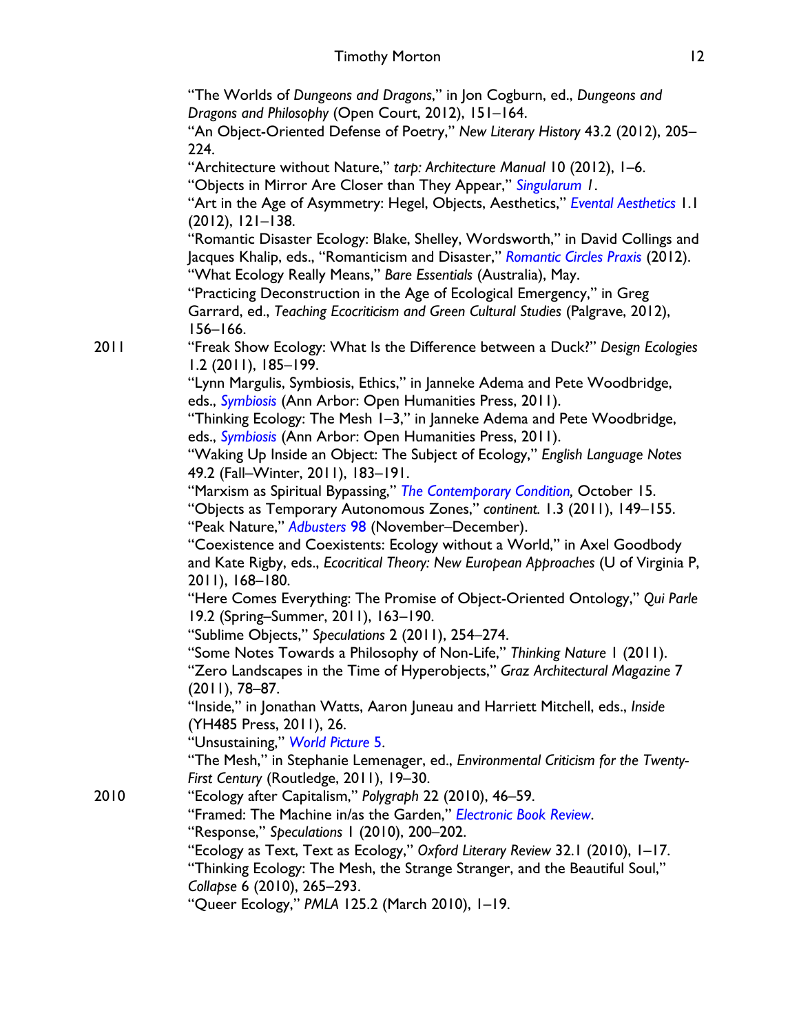"The Worlds of *Dungeons and Dragons*," in Jon Cogburn, ed., *Dungeons and Dragons and Philosophy* (Open Court, 2012), 151–164.

"An Object-Oriented Defense of Poetry," *New Literary History* 43.2 (2012), 205–224.

"Architecture without Nature," *tarp: Architecture Manual* 10 (2012), 1–6.

"Objects in Mirror Are Closer than They Appear," *Singularum 1*.

"Art in the Age of Asymmetry: Hegel, Objects, Aesthetics," *Evental Aesthetics* 1.1 (2012), 121–138.

"Romantic Disaster Ecology: Blake, Shelley, Wordsworth," in David Collings and Jacques Khalip, eds., "Romanticism and Disaster," *Romantic Circles Praxis* (2012).

"What Ecology Really Means," *Bare Essentials* (Australia), May.

"Practicing Deconstruction in the Age of Ecological Emergency," in Greg Garrard, ed., *Teaching Ecocriticism and Green Cultural Studies* (Palgrave, 2012), 156–166.

**2011**

"Freak Show Ecology: What Is the Difference between a Duck?" *Design Ecologies* 1.2 (2011), 185–199.

"Lynn Margulis, Symbiosis, Ethics," in Janneke Adema and Pete Woodbridge, eds., *Symbiosis* (Ann Arbor: Open Humanities Press, 2011).

"Thinking Ecology: The Mesh 1–3," in Janneke Adema and Pete Woodbridge, eds., *Symbiosis* (Ann Arbor: Open Humanities Press, 2011).

"Waking Up Inside an Object: The Subject of Ecology," *English Language Notes* 49.2 (Fall–Winter, 2011), 183–191.

"Marxism as Spiritual Bypassing," *The Contemporary Condition,* October 15.

"Objects as Temporary Autonomous Zones," *continent.* 1.3 (2011), 149–155.

"Peak Nature," *Adbusters* 98 (November–December).

"Coexistence and Coexistents: Ecology without a World," in Axel Goodbody and Kate Rigby, eds., *Ecocritical Theory: New European Approaches* (U of Virginia P, 2011), 168–180.

"Here Comes Everything: The Promise of Object-Oriented Ontology," *Qui Parle* 19.2 (Spring–Summer, 2011), 163–190.

"Sublime Objects," *Speculations* 2 (2011), 254–274.

"Some Notes Towards a Philosophy of Non-Life," *Thinking Nature* 1 (2011).

"Zero Landscapes in the Time of Hyperobjects," *Graz Architectural Magazine* 7 (2011), 78–87.

"Inside," in Jonathan Watts, Aaron Juneau and Harriett Mitchell, eds., *Inside* (YH485 Press, 2011), 26.

"Unsustaining," *World Picture* 5.

"The Mesh," in Stephanie Lemenager, ed., *Environmental Criticism for the Twenty-First Century* (Routledge, 2011), 19–30.

**2010**

"Ecology after Capitalism," *Polygraph* 22 (2010), 46–59.

"Framed: The Machine in/as the Garden," *Electronic Book Review*.

"Response," *Speculations* 1 (2010), 200–202.

"Ecology as Text, Text as Ecology," *Oxford Literary Review* 32.1 (2010), 1–17.

"Thinking Ecology: The Mesh, the Strange Stranger, and the Beautiful Soul," *Collapse* 6 (2010), 265–293.

"Queer Ecology," *PMLA* 125.2 (March 2010), 1–19.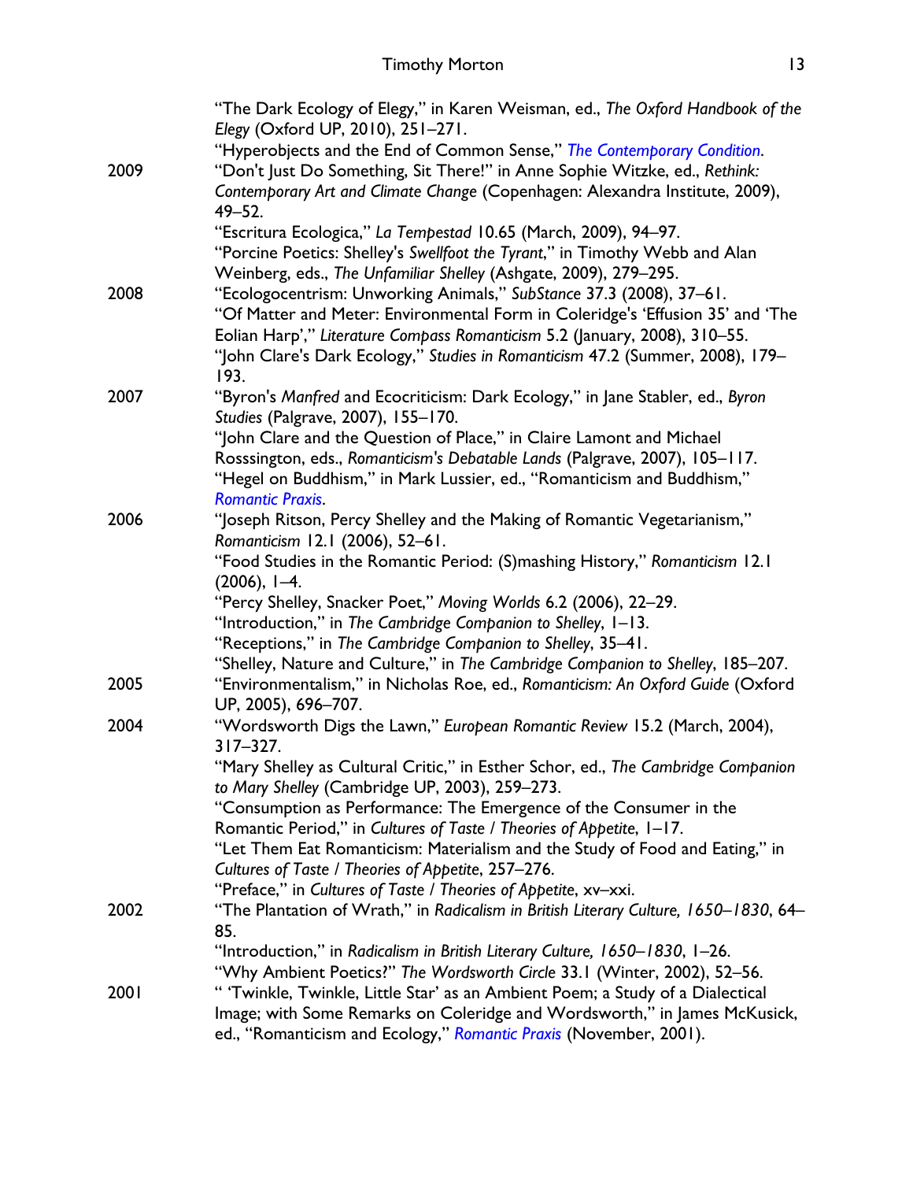"The Dark Ecology of Elegy," in Karen Weisman, ed., *The Oxford Handbook of the Elegy* (Oxford UP, 2010), 251–271.

"Hyperobjects and the End of Common Sense," *The Contemporary Condition*.

**2009**

"Don't Just Do Something, Sit There!" in Anne Sophie Witzke, ed., *Rethink: Contemporary Art and Climate Change* (Copenhagen: Alexandra Institute, 2009), 49–52.

"Escritura Ecologica," *La Tempestad* 10.65 (March, 2009), 94–97.

"Porcine Poetics: Shelley's *Swellfoot the Tyrant*," in Timothy Webb and Alan Weinberg, eds., *The Unfamiliar Shelley* (Ashgate, 2009), 279–295.

**2008**

"Ecologocentrism: Unworking Animals," *SubStance* 37.3 (2008), 37–61.

"Of Matter and Meter: Environmental Form in Coleridge's 'Effusion 35' and 'The Eolian Harp'," *Literature Compass Romanticism* 5.2 (January, 2008), 310–55.

"John Clare's Dark Ecology," *Studies in Romanticism* 47.2 (Summer, 2008), 179–193.

**2007**

"Byron's *Manfred* and Ecocriticism: Dark Ecology," in Jane Stabler, ed., *Byron Studies* (Palgrave, 2007), 155–170.

"John Clare and the Question of Place," in Claire Lamont and Michael Rosssington, eds., *Romanticism's Debatable Lands* (Palgrave, 2007), 105–117.

"Hegel on Buddhism," in Mark Lussier, ed., "Romanticism and Buddhism," *Romantic Praxis*.

**2006**

"Joseph Ritson, Percy Shelley and the Making of Romantic Vegetarianism," *Romanticism* 12.1 (2006), 52–61.

"Food Studies in the Romantic Period: (S)mashing History," *Romanticism* 12.1 (2006), 1–4.

"Percy Shelley, Snacker Poet," *Moving Worlds* 6.2 (2006), 22–29.

"Introduction," in *The Cambridge Companion to Shelley*, 1–13.

"Receptions," in *The Cambridge Companion to Shelley*, 35–41.

"Shelley, Nature and Culture," in *The Cambridge Companion to Shelley*, 185–207.

**2005**

"Environmentalism," in Nicholas Roe, ed., *Romanticism: An Oxford Guide* (Oxford UP, 2005), 696–707.

**2004**

"Wordsworth Digs the Lawn," *European Romantic Review* 15.2 (March, 2004), 317–327.

"Mary Shelley as Cultural Critic," in Esther Schor, ed., *The Cambridge Companion to Mary Shelley* (Cambridge UP, 2003), 259–273.

"Consumption as Performance: The Emergence of the Consumer in the Romantic Period," in *Cultures of Taste / Theories of Appetite*, 1–17.

"Let Them Eat Romanticism: Materialism and the Study of Food and Eating," in *Cultures of Taste / Theories of Appetite*, 257–276.

"Preface," in *Cultures of Taste / Theories of Appetite*, xv–xxi.

**2002**

"The Plantation of Wrath," in *Radicalism in British Literary Culture, 1650–1830*, 64–85.

"Introduction," in *Radicalism in British Literary Culture, 1650–1830*, 1–26.

"Why Ambient Poetics?" *The Wordsworth Circle* 33.1 (Winter, 2002), 52–56.

**2001**

" 'Twinkle, Twinkle, Little Star' as an Ambient Poem; a Study of a Dialectical Image; with Some Remarks on Coleridge and Wordsworth," in James McKusick, ed., "Romanticism and Ecology," *Romantic Praxis* (November, 2001).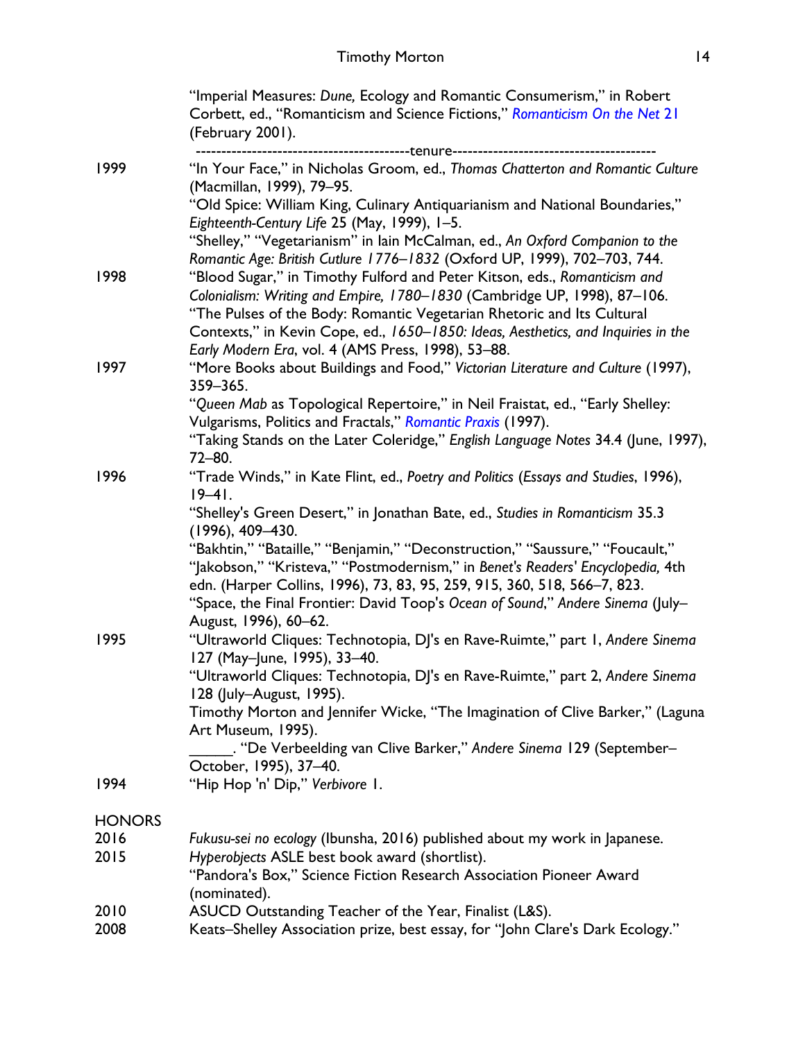"Imperial Measures: *Dune,* Ecology and Romantic Consumerism," in Robert Corbett, ed., "Romanticism and Science Fictions," *Romanticism On the Net* 21 (February 2001).

------------------------------------------tenure----------------------------------------

| | |
|---|---|
| 1999 | "In Your Face," in Nicholas Groom, ed., *Thomas Chatterton and Romantic Culture* (Macmillan, 1999), 79–95. |
| | "Old Spice: William King, Culinary Antiquarianism and National Boundaries," *Eighteenth-Century Life* 25 (May, 1999), 1–5. |
| | "Shelley," "Vegetarianism" in Iain McCalman, ed., *An Oxford Companion to the Romantic Age: British Cutlure 1776–1832* (Oxford UP, 1999), 702–703, 744. |
| 1998 | "Blood Sugar," in Timothy Fulford and Peter Kitson, eds., *Romanticism and Colonialism: Writing and Empire, 1780–1830* (Cambridge UP, 1998), 87–106. |
| | "The Pulses of the Body: Romantic Vegetarian Rhetoric and Its Cultural Contexts," in Kevin Cope, ed., *1650–1850: Ideas, Aesthetics, and Inquiries in the Early Modern Era*, vol. 4 (AMS Press, 1998), 53–88. |
| 1997 | "More Books about Buildings and Food," *Victorian Literature and Culture* (1997), 359–365. |
| | "*Queen Mab* as Topological Repertoire," in Neil Fraistat, ed., "Early Shelley: Vulgarisms, Politics and Fractals," *Romantic Praxis* (1997). |
| | "Taking Stands on the Later Coleridge," *English Language Notes* 34.4 (June, 1997), 72–80. |
| 1996 | "Trade Winds," in Kate Flint, ed., *Poetry and Politics* (*Essays and Studies*, 1996), 19–41. |
| | "Shelley's Green Desert," in Jonathan Bate, ed., *Studies in Romanticism* 35.3 (1996), 409–430. |
| | "Bakhtin," "Bataille," "Benjamin," "Deconstruction," "Saussure," "Foucault," "Jakobson," "Kristeva," "Postmodernism," in *Benet's Readers' Encyclopedia,* 4th edn. (Harper Collins, 1996), 73, 83, 95, 259, 915, 360, 518, 566–7, 823. |
| | "Space, the Final Frontier: David Toop's *Ocean of Sound*," *Andere Sinema* (July–August, 1996), 60–62. |
| 1995 | "Ultraworld Cliques: Technotopia, DJ's en Rave-Ruimte," part 1, *Andere Sinema* 127 (May–June, 1995), 33–40. |
| | "Ultraworld Cliques: Technotopia, DJ's en Rave-Ruimte," part 2, *Andere Sinema* 128 (July–August, 1995). |
| | Timothy Morton and Jennifer Wicke, "The Imagination of Clive Barker," (Laguna Art Museum, 1995). |
| | ______. "De Verbeelding van Clive Barker," *Andere Sinema* 129 (September–October, 1995), 37–40. |
| 1994 | "Hip Hop 'n' Dip," *Verbivore* 1. |

## HONORS

| | |
|---|---|
| 2016 | *Fukusu-sei no ecology* (Ibunsha, 2016) published about my work in Japanese. |
| 2015 | *Hyperobjects* ASLE best book award (shortlist). |
| | "Pandora's Box," Science Fiction Research Association Pioneer Award (nominated). |
| 2010 | ASUCD Outstanding Teacher of the Year, Finalist (L&S). |
| 2008 | Keats–Shelley Association prize, best essay, for "John Clare's Dark Ecology." |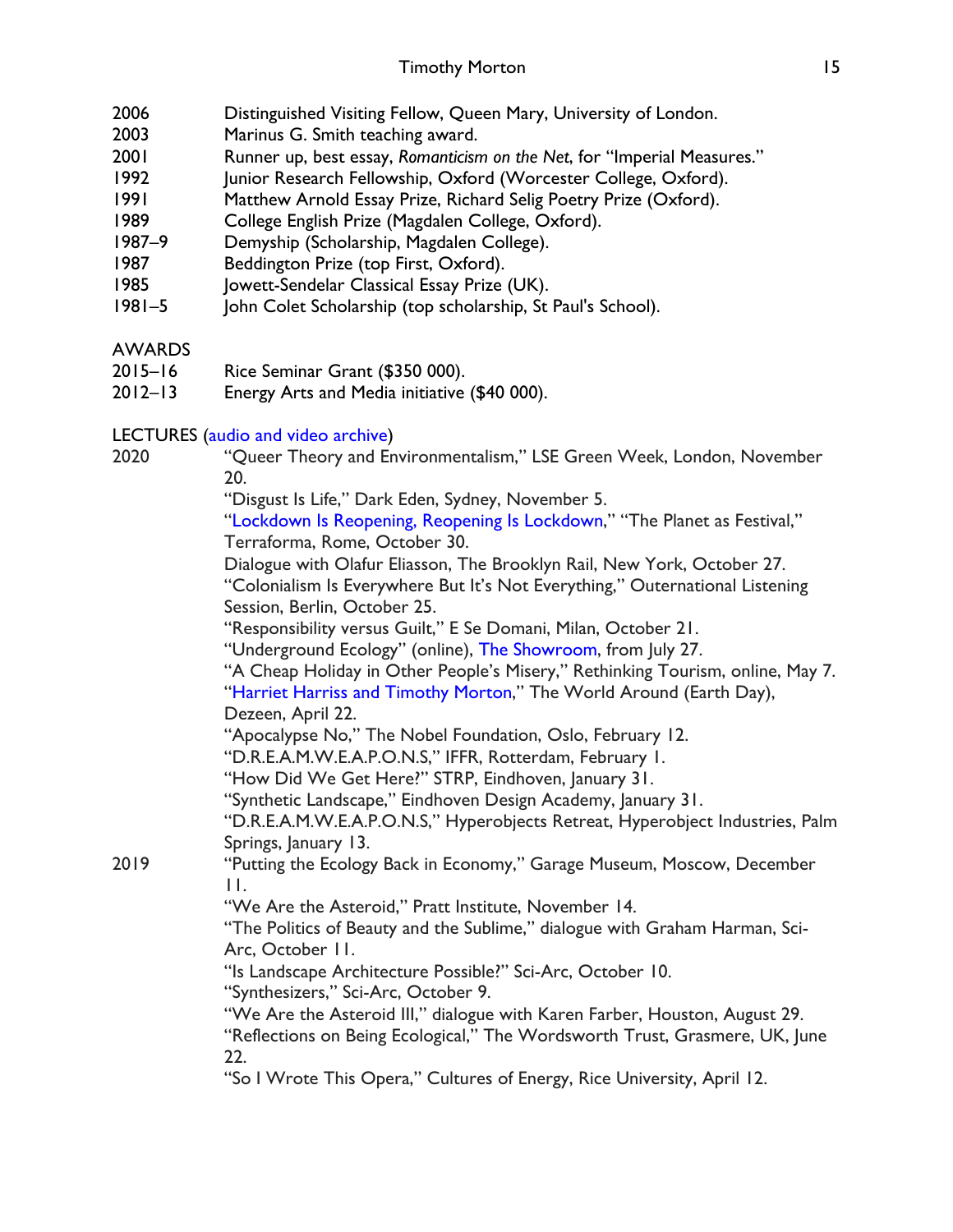2006 Distinguished Visiting Fellow, Queen Mary, University of London.
2003 Marinus G. Smith teaching award.
2001 Runner up, best essay, *Romanticism on the Net*, for "Imperial Measures."
1992 Junior Research Fellowship, Oxford (Worcester College, Oxford).
1991 Matthew Arnold Essay Prize, Richard Selig Poetry Prize (Oxford).
1989 College English Prize (Magdalen College, Oxford).
1987–9 Demyship (Scholarship, Magdalen College).
1987 Beddington Prize (top First, Oxford).
1985 Jowett-Sendelar Classical Essay Prize (UK).
1981–5 John Colet Scholarship (top scholarship, St Paul's School).

AWARDS

2015–16 Rice Seminar Grant ($350 000).
2012–13 Energy Arts and Media initiative ($40 000).

LECTURES (audio and video archive)

2020
"Queer Theory and Environmentalism," LSE Green Week, London, November 20.
"Disgust Is Life," Dark Eden, Sydney, November 5.
"Lockdown Is Reopening, Reopening Is Lockdown," "The Planet as Festival," Terraforma, Rome, October 30.
Dialogue with Olafur Eliasson, The Brooklyn Rail, New York, October 27.
"Colonialism Is Everywhere But It's Not Everything," Outernational Listening Session, Berlin, October 25.
"Responsibility versus Guilt," E Se Domani, Milan, October 21.
"Underground Ecology" (online), The Showroom, from July 27.
"A Cheap Holiday in Other People's Misery," Rethinking Tourism, online, May 7.
"Harriet Harriss and Timothy Morton," The World Around (Earth Day), Dezeen, April 22.
"Apocalypse No," The Nobel Foundation, Oslo, February 12.
"D.R.E.A.M.W.E.A.P.O.N.S," IFFR, Rotterdam, February 1.
"How Did We Get Here?" STRP, Eindhoven, January 31.
"Synthetic Landscape," Eindhoven Design Academy, January 31.
"D.R.E.A.M.W.E.A.P.O.N.S," Hyperobjects Retreat, Hyperobject Industries, Palm Springs, January 13.

2019
"Putting the Ecology Back in Economy," Garage Museum, Moscow, December 11.
"We Are the Asteroid," Pratt Institute, November 14.
"The Politics of Beauty and the Sublime," dialogue with Graham Harman, Sci-Arc, October 11.
"Is Landscape Architecture Possible?" Sci-Arc, October 10.
"Synthesizers," Sci-Arc, October 9.
"We Are the Asteroid III," dialogue with Karen Farber, Houston, August 29.
"Reflections on Being Ecological," The Wordsworth Trust, Grasmere, UK, June 22.
"So I Wrote This Opera," Cultures of Energy, Rice University, April 12.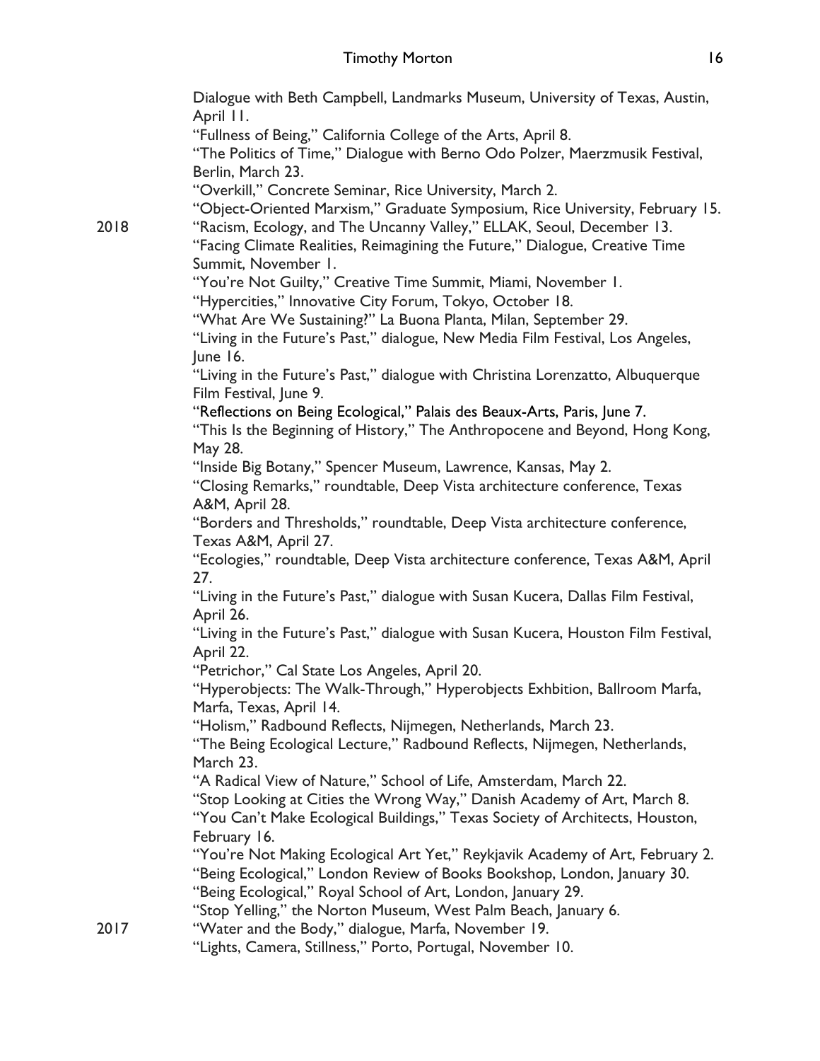Dialogue with Beth Campbell, Landmarks Museum, University of Texas, Austin, April 11.

"Fullness of Being," California College of the Arts, April 8.

"The Politics of Time," Dialogue with Berno Odo Polzer, Maerzmusik Festival, Berlin, March 23.

"Overkill," Concrete Seminar, Rice University, March 2.

"Object-Oriented Marxism," Graduate Symposium, Rice University, February 15.

2018 "Racism, Ecology, and The Uncanny Valley," ELLAK, Seoul, December 13.

"Facing Climate Realities, Reimagining the Future," Dialogue, Creative Time Summit, November 1.

"You're Not Guilty," Creative Time Summit, Miami, November 1.

"Hypercities," Innovative City Forum, Tokyo, October 18.

"What Are We Sustaining?" La Buona Planta, Milan, September 29.

"Living in the Future's Past," dialogue, New Media Film Festival, Los Angeles, June 16.

"Living in the Future's Past," dialogue with Christina Lorenzatto, Albuquerque Film Festival, June 9.

"Reflections on Being Ecological," Palais des Beaux-Arts, Paris, June 7.

"This Is the Beginning of History," The Anthropocene and Beyond, Hong Kong, May 28.

"Inside Big Botany," Spencer Museum, Lawrence, Kansas, May 2.

"Closing Remarks," roundtable, Deep Vista architecture conference, Texas A&M, April 28.

"Borders and Thresholds," roundtable, Deep Vista architecture conference, Texas A&M, April 27.

"Ecologies," roundtable, Deep Vista architecture conference, Texas A&M, April 27.

"Living in the Future's Past," dialogue with Susan Kucera, Dallas Film Festival, April 26.

"Living in the Future's Past," dialogue with Susan Kucera, Houston Film Festival, April 22.

"Petrichor," Cal State Los Angeles, April 20.

"Hyperobjects: The Walk-Through," Hyperobjects Exhbition, Ballroom Marfa, Marfa, Texas, April 14.

"Holism," Radbound Reflects, Nijmegen, Netherlands, March 23.

"The Being Ecological Lecture," Radbound Reflects, Nijmegen, Netherlands, March 23.

"A Radical View of Nature," School of Life, Amsterdam, March 22.

"Stop Looking at Cities the Wrong Way," Danish Academy of Art, March 8.

"You Can't Make Ecological Buildings," Texas Society of Architects, Houston, February 16.

"You're Not Making Ecological Art Yet," Reykjavik Academy of Art, February 2.

"Being Ecological," London Review of Books Bookshop, London, January 30.

"Being Ecological," Royal School of Art, London, January 29.

"Stop Yelling," the Norton Museum, West Palm Beach, January 6.

2017 "Water and the Body," dialogue, Marfa, November 19.

"Lights, Camera, Stillness," Porto, Portugal, November 10.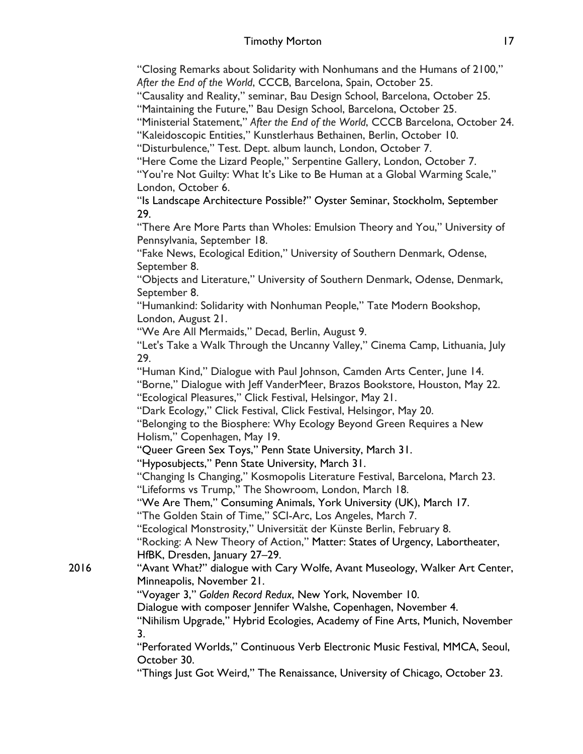"Closing Remarks about Solidarity with Nonhumans and the Humans of 2100," *After the End of the World*, CCCB, Barcelona, Spain, October 25.
"Causality and Reality," seminar, Bau Design School, Barcelona, October 25.
"Maintaining the Future," Bau Design School, Barcelona, October 25.
"Ministerial Statement," *After the End of the World*, CCCB Barcelona, October 24.
"Kaleidoscopic Entities," Kunstlerhaus Bethainen, Berlin, October 10.
"Disturbulence," Test. Dept. album launch, London, October 7.
"Here Come the Lizard People," Serpentine Gallery, London, October 7.
"You're Not Guilty: What It's Like to Be Human at a Global Warming Scale," London, October 6.
"Is Landscape Architecture Possible?" Oyster Seminar, Stockholm, September 29.
"There Are More Parts than Wholes: Emulsion Theory and You," University of Pennsylvania, September 18.
"Fake News, Ecological Edition," University of Southern Denmark, Odense, September 8.
"Objects and Literature," University of Southern Denmark, Odense, Denmark, September 8.
"Humankind: Solidarity with Nonhuman People," Tate Modern Bookshop, London, August 21.
"We Are All Mermaids," Decad, Berlin, August 9.
"Let's Take a Walk Through the Uncanny Valley," Cinema Camp, Lithuania, July 29.
"Human Kind," Dialogue with Paul Johnson, Camden Arts Center, June 14.
"Borne," Dialogue with Jeff VanderMeer, Brazos Bookstore, Houston, May 22.
"Ecological Pleasures," Click Festival, Helsingor, May 21.
"Dark Ecology," Click Festival, Click Festival, Helsingor, May 20.
"Belonging to the Biosphere: Why Ecology Beyond Green Requires a New Holism," Copenhagen, May 19.
"Queer Green Sex Toys," Penn State University, March 31.
"Hyposubjects," Penn State University, March 31.
"Changing Is Changing," Kosmopolis Literature Festival, Barcelona, March 23.
"Lifeforms vs Trump," The Showroom, London, March 18.
"We Are Them," Consuming Animals, York University (UK), March 17.
"The Golden Stain of Time," SCI-Arc, Los Angeles, March 7.
"Ecological Monstrosity," Universität der Künste Berlin, February 8.
"Rocking: A New Theory of Action," Matter: States of Urgency, Labortheater, HfBK, Dresden, January 27–29.

2016

"Avant What?" dialogue with Cary Wolfe, Avant Museology, Walker Art Center, Minneapolis, November 21.
"Voyager 3," *Golden Record Redux*, New York, November 10.
Dialogue with composer Jennifer Walshe, Copenhagen, November 4.
"Nihilism Upgrade," Hybrid Ecologies, Academy of Fine Arts, Munich, November 3.
"Perforated Worlds," Continuous Verb Electronic Music Festival, MMCA, Seoul, October 30.
"Things Just Got Weird," The Renaissance, University of Chicago, October 23.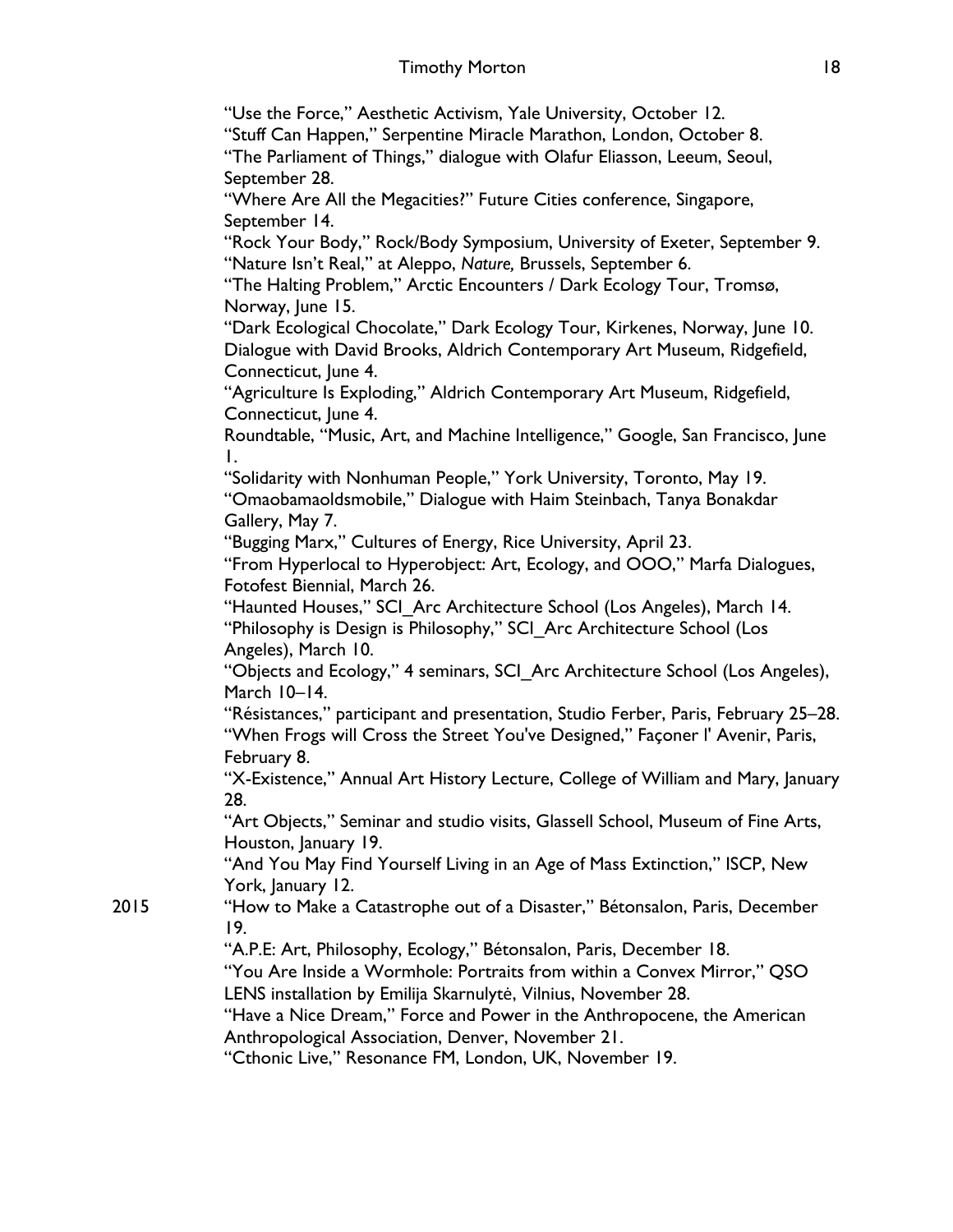"Use the Force," Aesthetic Activism, Yale University, October 12.
"Stuff Can Happen," Serpentine Miracle Marathon, London, October 8.
"The Parliament of Things," dialogue with Olafur Eliasson, Leeum, Seoul, September 28.
"Where Are All the Megacities?" Future Cities conference, Singapore, September 14.
"Rock Your Body," Rock/Body Symposium, University of Exeter, September 9.
"Nature Isn't Real," at Aleppo, *Nature,* Brussels, September 6.
"The Halting Problem," Arctic Encounters / Dark Ecology Tour, Tromsø, Norway, June 15.
"Dark Ecological Chocolate," Dark Ecology Tour, Kirkenes, Norway, June 10.
Dialogue with David Brooks, Aldrich Contemporary Art Museum, Ridgefield, Connecticut, June 4.
"Agriculture Is Exploding," Aldrich Contemporary Art Museum, Ridgefield, Connecticut, June 4.
Roundtable, "Music, Art, and Machine Intelligence," Google, San Francisco, June 1.
"Solidarity with Nonhuman People," York University, Toronto, May 19.
"Omaobamaoldsmobile," Dialogue with Haim Steinbach, Tanya Bonakdar Gallery, May 7.
"Bugging Marx," Cultures of Energy, Rice University, April 23.
"From Hyperlocal to Hyperobject: Art, Ecology, and OOO," Marfa Dialogues, Fotofest Biennial, March 26.
"Haunted Houses," SCI_Arc Architecture School (Los Angeles), March 14.
"Philosophy is Design is Philosophy," SCI_Arc Architecture School (Los Angeles), March 10.
"Objects and Ecology," 4 seminars, SCI_Arc Architecture School (Los Angeles), March 10–14.
"Résistances," participant and presentation, Studio Ferber, Paris, February 25–28.
"When Frogs will Cross the Street You've Designed," Façoner l' Avenir, Paris, February 8.
"X-Existence," Annual Art History Lecture, College of William and Mary, January 28.
"Art Objects," Seminar and studio visits, Glassell School, Museum of Fine Arts, Houston, January 19.
"And You May Find Yourself Living in an Age of Mass Extinction," ISCP, New York, January 12.

2015

"How to Make a Catastrophe out of a Disaster," Bétonsalon, Paris, December 19.
"A.P.E: Art, Philosophy, Ecology," Bétonsalon, Paris, December 18.
"You Are Inside a Wormhole: Portraits from within a Convex Mirror," QSO LENS installation by Emilija Skarnulytė, Vilnius, November 28.
"Have a Nice Dream," Force and Power in the Anthropocene, the American Anthropological Association, Denver, November 21.
"Cthonic Live," Resonance FM, London, UK, November 19.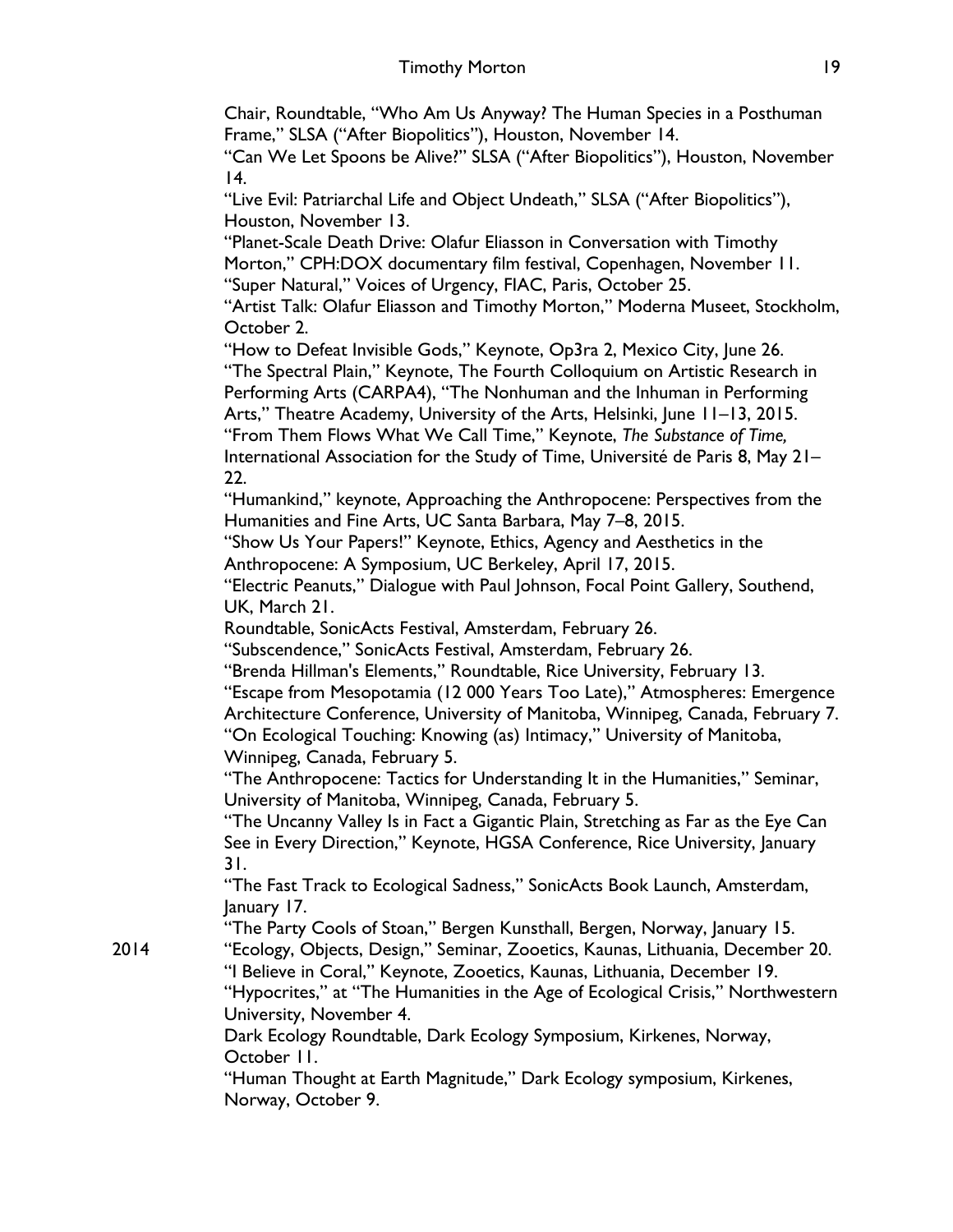Chair, Roundtable, "Who Am Us Anyway? The Human Species in a Posthuman Frame," SLSA ("After Biopolitics"), Houston, November 14.

"Can We Let Spoons be Alive?" SLSA ("After Biopolitics"), Houston, November 14.

"Live Evil: Patriarchal Life and Object Undeath," SLSA ("After Biopolitics"), Houston, November 13.

"Planet-Scale Death Drive: Olafur Eliasson in Conversation with Timothy Morton," CPH:DOX documentary film festival, Copenhagen, November 11.

"Super Natural," Voices of Urgency, FIAC, Paris, October 25.

"Artist Talk: Olafur Eliasson and Timothy Morton," Moderna Museet, Stockholm, October 2.

"How to Defeat Invisible Gods," Keynote, Op3ra 2, Mexico City, June 26.

"The Spectral Plain," Keynote, The Fourth Colloquium on Artistic Research in Performing Arts (CARPA4), "The Nonhuman and the Inhuman in Performing Arts," Theatre Academy, University of the Arts, Helsinki, June 11–13, 2015.

"From Them Flows What We Call Time," Keynote, *The Substance of Time,* International Association for the Study of Time, Université de Paris 8, May 21–22.

"Humankind," keynote, Approaching the Anthropocene: Perspectives from the Humanities and Fine Arts, UC Santa Barbara, May 7–8, 2015.

"Show Us Your Papers!" Keynote, Ethics, Agency and Aesthetics in the Anthropocene: A Symposium, UC Berkeley, April 17, 2015.

"Electric Peanuts," Dialogue with Paul Johnson, Focal Point Gallery, Southend, UK, March 21.

Roundtable, SonicActs Festival, Amsterdam, February 26.

"Subscendence," SonicActs Festival, Amsterdam, February 26.

"Brenda Hillman's Elements," Roundtable, Rice University, February 13.

"Escape from Mesopotamia (12 000 Years Too Late)," Atmospheres: Emergence Architecture Conference, University of Manitoba, Winnipeg, Canada, February 7.

"On Ecological Touching: Knowing (as) Intimacy," University of Manitoba, Winnipeg, Canada, February 5.

"The Anthropocene: Tactics for Understanding It in the Humanities," Seminar, University of Manitoba, Winnipeg, Canada, February 5.

"The Uncanny Valley Is in Fact a Gigantic Plain, Stretching as Far as the Eye Can See in Every Direction," Keynote, HGSA Conference, Rice University, January 31.

"The Fast Track to Ecological Sadness," SonicActs Book Launch, Amsterdam, January 17.

"The Party Cools of Stoan," Bergen Kunsthall, Bergen, Norway, January 15.

2014

"Ecology, Objects, Design," Seminar, Zooetics, Kaunas, Lithuania, December 20.

"I Believe in Coral," Keynote, Zooetics, Kaunas, Lithuania, December 19.

"Hypocrites," at "The Humanities in the Age of Ecological Crisis," Northwestern University, November 4.

Dark Ecology Roundtable, Dark Ecology Symposium, Kirkenes, Norway, October 11.

"Human Thought at Earth Magnitude," Dark Ecology symposium, Kirkenes, Norway, October 9.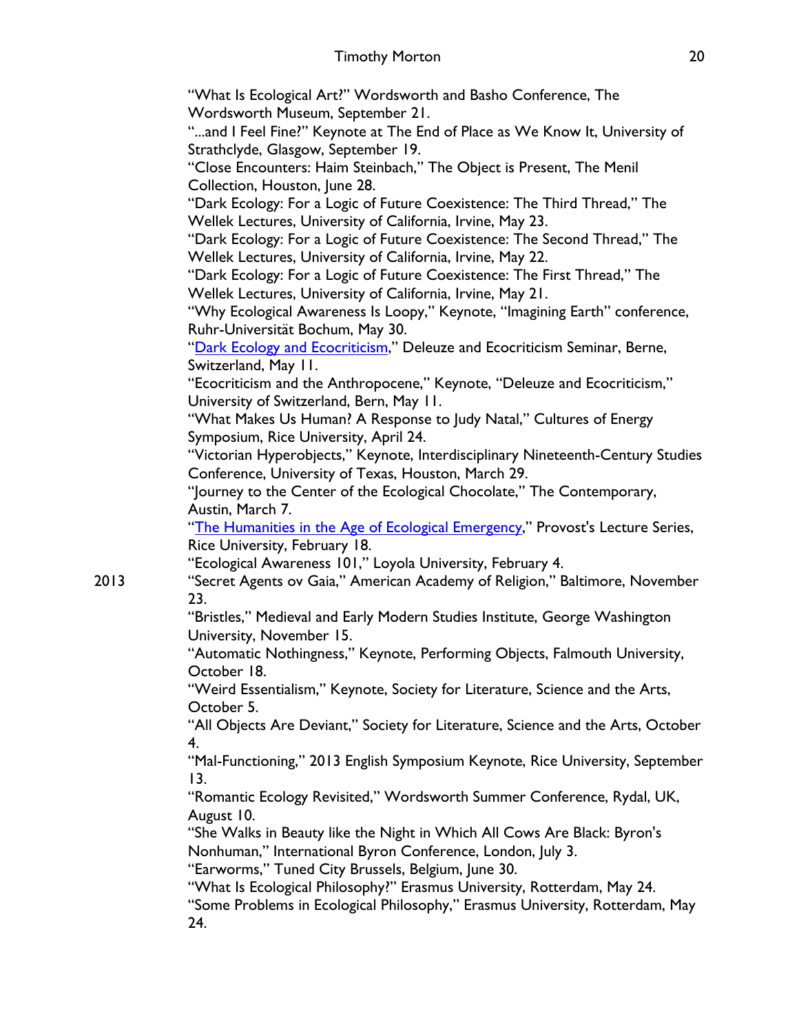"What Is Ecological Art?" Wordsworth and Basho Conference, The Wordsworth Museum, September 21.

"...and I Feel Fine?" Keynote at The End of Place as We Know It, University of Strathclyde, Glasgow, September 19.

"Close Encounters: Haim Steinbach," The Object is Present, The Menil Collection, Houston, June 28.

"Dark Ecology: For a Logic of Future Coexistence: The Third Thread," The Wellek Lectures, University of California, Irvine, May 23.

"Dark Ecology: For a Logic of Future Coexistence: The Second Thread," The Wellek Lectures, University of California, Irvine, May 22.

"Dark Ecology: For a Logic of Future Coexistence: The First Thread," The Wellek Lectures, University of California, Irvine, May 21.

"Why Ecological Awareness Is Loopy," Keynote, "Imagining Earth" conference, Ruhr-Universität Bochum, May 30.

"Dark Ecology and Ecocriticism," Deleuze and Ecocriticism Seminar, Berne, Switzerland, May 11.

"Ecocriticism and the Anthropocene," Keynote, "Deleuze and Ecocriticism," University of Switzerland, Bern, May 11.

"What Makes Us Human? A Response to Judy Natal," Cultures of Energy Symposium, Rice University, April 24.

"Victorian Hyperobjects," Keynote, Interdisciplinary Nineteenth-Century Studies Conference, University of Texas, Houston, March 29.

"Journey to the Center of the Ecological Chocolate," The Contemporary, Austin, March 7.

"The Humanities in the Age of Ecological Emergency," Provost's Lecture Series, Rice University, February 18.

"Ecological Awareness 101," Loyola University, February 4.

2013

"Secret Agents ov Gaia," American Academy of Religion," Baltimore, November 23.

"Bristles," Medieval and Early Modern Studies Institute, George Washington University, November 15.

"Automatic Nothingness," Keynote, Performing Objects, Falmouth University, October 18.

"Weird Essentialism," Keynote, Society for Literature, Science and the Arts, October 5.

"All Objects Are Deviant," Society for Literature, Science and the Arts, October 4.

"Mal-Functioning," 2013 English Symposium Keynote, Rice University, September 13.

"Romantic Ecology Revisited," Wordsworth Summer Conference, Rydal, UK, August 10.

"She Walks in Beauty like the Night in Which All Cows Are Black: Byron's Nonhuman," International Byron Conference, London, July 3.

"Earworms," Tuned City Brussels, Belgium, June 30.

"What Is Ecological Philosophy?" Erasmus University, Rotterdam, May 24.

"Some Problems in Ecological Philosophy," Erasmus University, Rotterdam, May 24.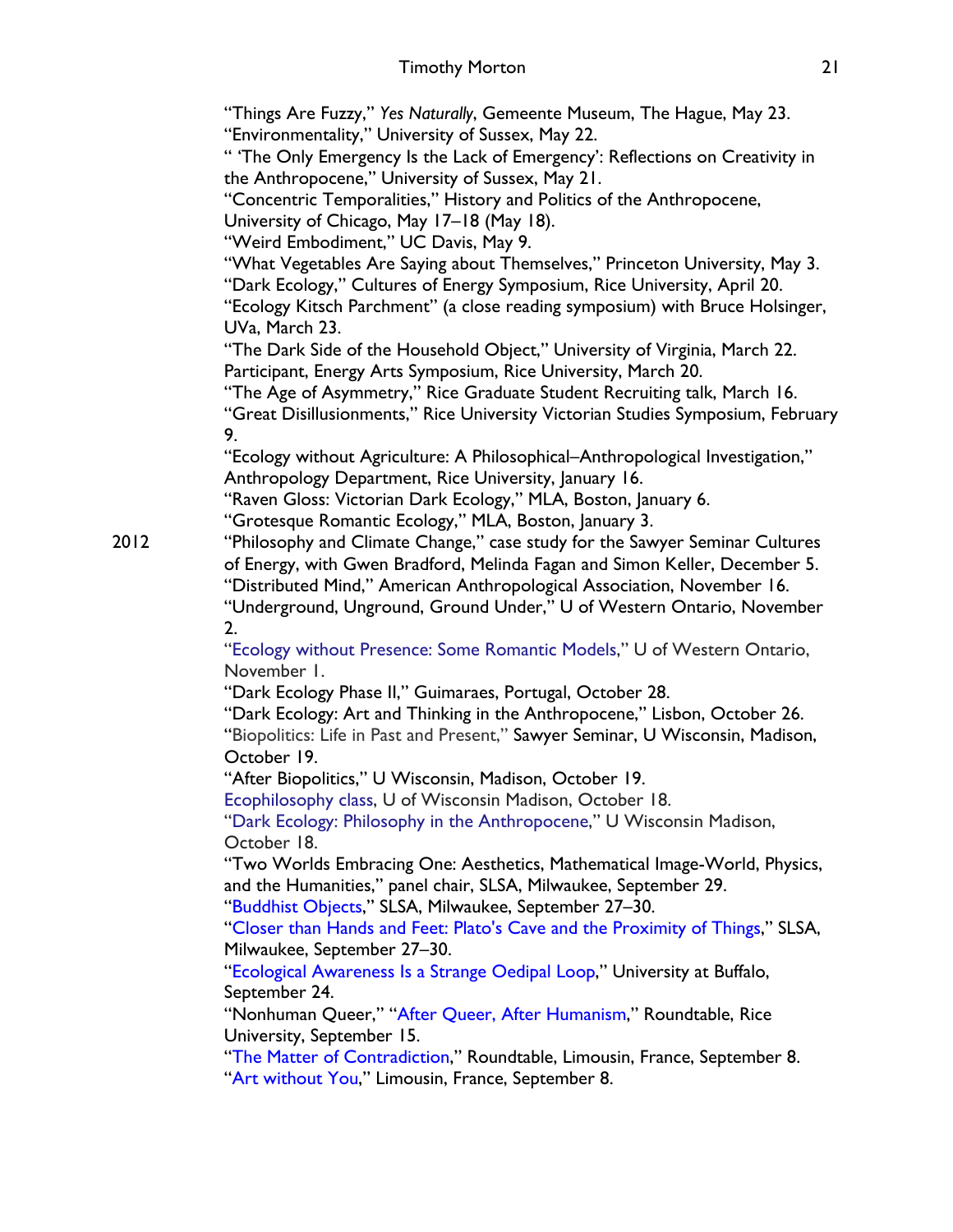"Things Are Fuzzy," *Yes Naturally*, Gemeente Museum, The Hague, May 23.
"Environmentality," University of Sussex, May 22.
" 'The Only Emergency Is the Lack of Emergency': Reflections on Creativity in the Anthropocene," University of Sussex, May 21.
"Concentric Temporalities," History and Politics of the Anthropocene, University of Chicago, May 17–18 (May 18).
"Weird Embodiment," UC Davis, May 9.
"What Vegetables Are Saying about Themselves," Princeton University, May 3.
"Dark Ecology," Cultures of Energy Symposium, Rice University, April 20.
"Ecology Kitsch Parchment" (a close reading symposium) with Bruce Holsinger, UVa, March 23.
"The Dark Side of the Household Object," University of Virginia, March 22.
Participant, Energy Arts Symposium, Rice University, March 20.
"The Age of Asymmetry," Rice Graduate Student Recruiting talk, March 16.
"Great Disillusionments," Rice University Victorian Studies Symposium, February 9.
"Ecology without Agriculture: A Philosophical–Anthropological Investigation," Anthropology Department, Rice University, January 16.
"Raven Gloss: Victorian Dark Ecology," MLA, Boston, January 6.
"Grotesque Romantic Ecology," MLA, Boston, January 3.

2012

"Philosophy and Climate Change," case study for the Sawyer Seminar Cultures of Energy, with Gwen Bradford, Melinda Fagan and Simon Keller, December 5.
"Distributed Mind," American Anthropological Association, November 16.
"Underground, Unground, Ground Under," U of Western Ontario, November 2.
"Ecology without Presence: Some Romantic Models," U of Western Ontario, November 1.
"Dark Ecology Phase II," Guimaraes, Portugal, October 28.
"Dark Ecology: Art and Thinking in the Anthropocene," Lisbon, October 26.
"Biopolitics: Life in Past and Present," Sawyer Seminar, U Wisconsin, Madison, October 19.
"After Biopolitics," U Wisconsin, Madison, October 19.
Ecophilosophy class, U of Wisconsin Madison, October 18.
"Dark Ecology: Philosophy in the Anthropocene," U Wisconsin Madison, October 18.
"Two Worlds Embracing One: Aesthetics, Mathematical Image-World, Physics, and the Humanities," panel chair, SLSA, Milwaukee, September 29.
"Buddhist Objects," SLSA, Milwaukee, September 27–30.
"Closer than Hands and Feet: Plato's Cave and the Proximity of Things," SLSA, Milwaukee, September 27–30.
"Ecological Awareness Is a Strange Oedipal Loop," University at Buffalo, September 24.
"Nonhuman Queer," "After Queer, After Humanism," Roundtable, Rice University, September 15.
"The Matter of Contradiction," Roundtable, Limousin, France, September 8.
"Art without You," Limousin, France, September 8.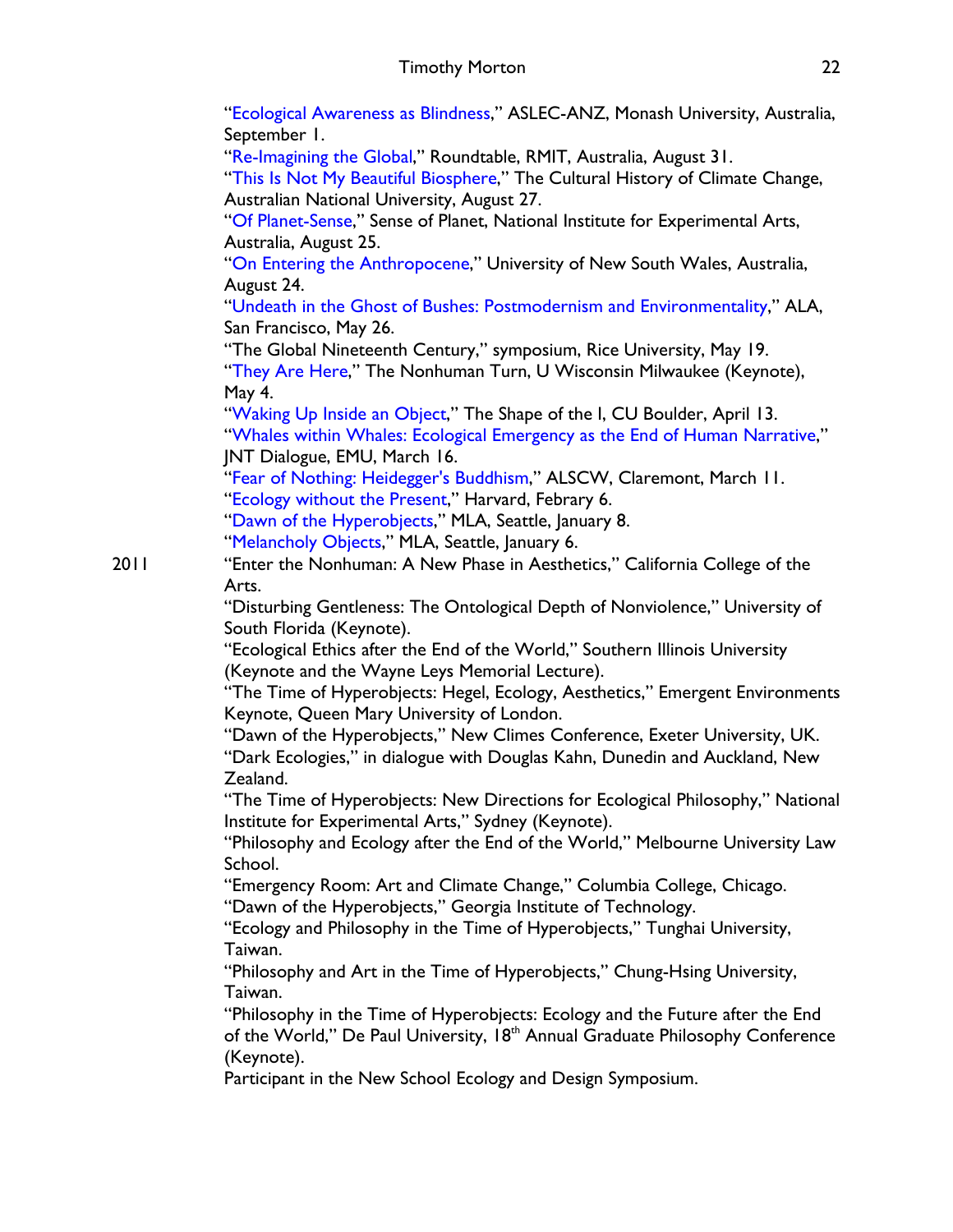"Ecological Awareness as Blindness," ASLEC-ANZ, Monash University, Australia, September 1.
"Re-Imagining the Global," Roundtable, RMIT, Australia, August 31.
"This Is Not My Beautiful Biosphere," The Cultural History of Climate Change, Australian National University, August 27.
"Of Planet-Sense," Sense of Planet, National Institute for Experimental Arts, Australia, August 25.
"On Entering the Anthropocene," University of New South Wales, Australia, August 24.
"Undeath in the Ghost of Bushes: Postmodernism and Environmentality," ALA, San Francisco, May 26.
"The Global Nineteenth Century," symposium, Rice University, May 19.
"They Are Here," The Nonhuman Turn, U Wisconsin Milwaukee (Keynote), May 4.
"Waking Up Inside an Object," The Shape of the I, CU Boulder, April 13.
"Whales within Whales: Ecological Emergency as the End of Human Narrative," JNT Dialogue, EMU, March 16.
"Fear of Nothing: Heidegger's Buddhism," ALSCW, Claremont, March 11.
"Ecology without the Present," Harvard, Febrary 6.
"Dawn of the Hyperobjects," MLA, Seattle, January 8.
"Melancholy Objects," MLA, Seattle, January 6.

2011

"Enter the Nonhuman: A New Phase in Aesthetics," California College of the Arts.
"Disturbing Gentleness: The Ontological Depth of Nonviolence," University of South Florida (Keynote).
"Ecological Ethics after the End of the World," Southern Illinois University (Keynote and the Wayne Leys Memorial Lecture).
"The Time of Hyperobjects: Hegel, Ecology, Aesthetics," Emergent Environments Keynote, Queen Mary University of London.
"Dawn of the Hyperobjects," New Climes Conference, Exeter University, UK.
"Dark Ecologies," in dialogue with Douglas Kahn, Dunedin and Auckland, New Zealand.
"The Time of Hyperobjects: New Directions for Ecological Philosophy," National Institute for Experimental Arts," Sydney (Keynote).
"Philosophy and Ecology after the End of the World," Melbourne University Law School.
"Emergency Room: Art and Climate Change," Columbia College, Chicago.
"Dawn of the Hyperobjects," Georgia Institute of Technology.
"Ecology and Philosophy in the Time of Hyperobjects," Tunghai University, Taiwan.
"Philosophy and Art in the Time of Hyperobjects," Chung-Hsing University, Taiwan.
"Philosophy in the Time of Hyperobjects: Ecology and the Future after the End of the World," De Paul University, 18th Annual Graduate Philosophy Conference (Keynote).
Participant in the New School Ecology and Design Symposium.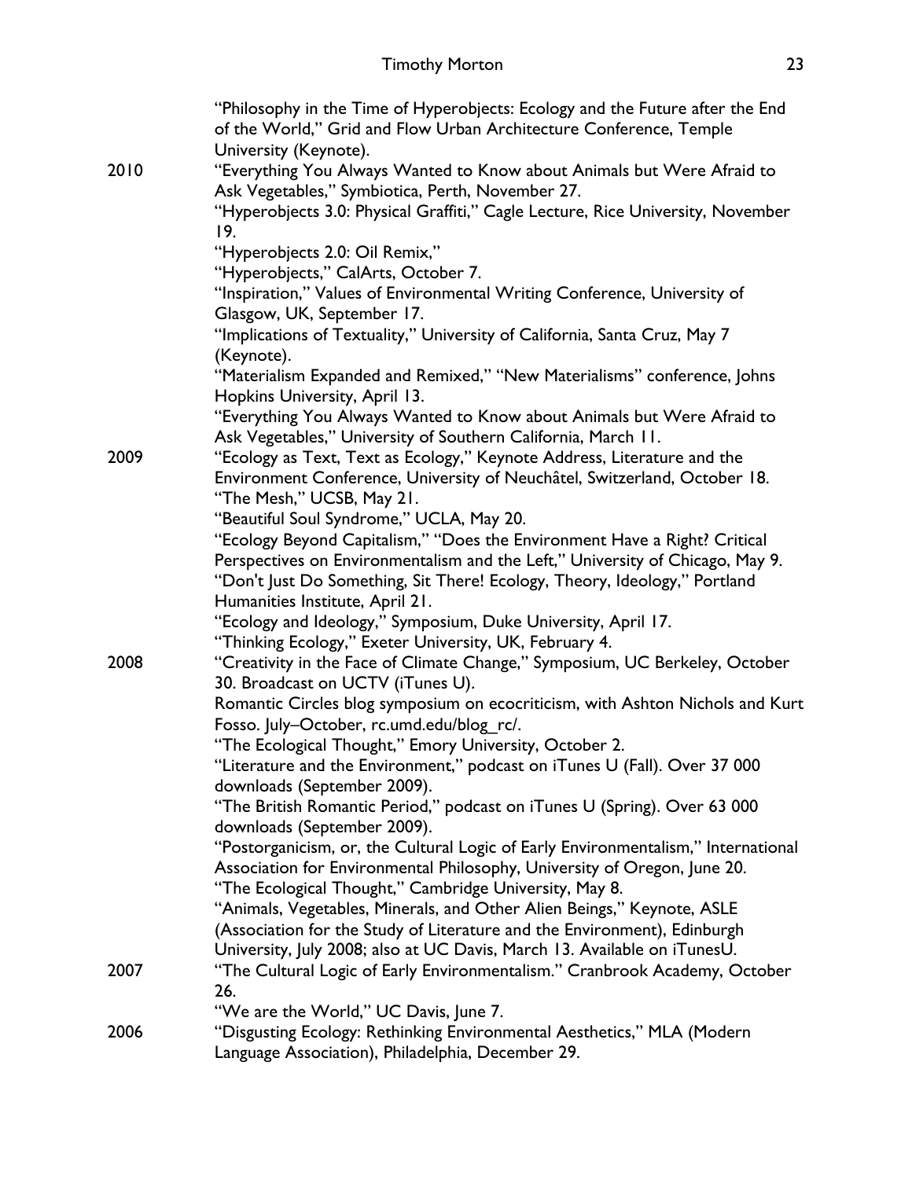"Philosophy in the Time of Hyperobjects: Ecology and the Future after the End of the World," Grid and Flow Urban Architecture Conference, Temple University (Keynote).

**2010**

"Everything You Always Wanted to Know about Animals but Were Afraid to Ask Vegetables," Symbiotica, Perth, November 27.

"Hyperobjects 3.0: Physical Graffiti," Cagle Lecture, Rice University, November 19.

"Hyperobjects 2.0: Oil Remix,"

"Hyperobjects," CalArts, October 7.

"Inspiration," Values of Environmental Writing Conference, University of Glasgow, UK, September 17.

"Implications of Textuality," University of California, Santa Cruz, May 7 (Keynote).

"Materialism Expanded and Remixed," "New Materialisms" conference, Johns Hopkins University, April 13.

"Everything You Always Wanted to Know about Animals but Were Afraid to Ask Vegetables," University of Southern California, March 11.

**2009**

"Ecology as Text, Text as Ecology," Keynote Address, Literature and the Environment Conference, University of Neuchâtel, Switzerland, October 18.

"The Mesh," UCSB, May 21.

"Beautiful Soul Syndrome," UCLA, May 20.

"Ecology Beyond Capitalism," "Does the Environment Have a Right? Critical Perspectives on Environmentalism and the Left," University of Chicago, May 9.

"Don't Just Do Something, Sit There! Ecology, Theory, Ideology," Portland Humanities Institute, April 21.

"Ecology and Ideology," Symposium, Duke University, April 17.

"Thinking Ecology," Exeter University, UK, February 4.

**2008**

"Creativity in the Face of Climate Change," Symposium, UC Berkeley, October 30. Broadcast on UCTV (iTunes U).

Romantic Circles blog symposium on ecocriticism, with Ashton Nichols and Kurt Fosso. July–October, rc.umd.edu/blog_rc/.

"The Ecological Thought," Emory University, October 2.

"Literature and the Environment," podcast on iTunes U (Fall). Over 37 000 downloads (September 2009).

"The British Romantic Period," podcast on iTunes U (Spring). Over 63 000 downloads (September 2009).

"Postorganicism, or, the Cultural Logic of Early Environmentalism," International Association for Environmental Philosophy, University of Oregon, June 20.

"The Ecological Thought," Cambridge University, May 8.

"Animals, Vegetables, Minerals, and Other Alien Beings," Keynote, ASLE (Association for the Study of Literature and the Environment), Edinburgh University, July 2008; also at UC Davis, March 13. Available on iTunesU.

**2007**

"The Cultural Logic of Early Environmentalism." Cranbrook Academy, October 26.

"We are the World," UC Davis, June 7.

**2006**

"Disgusting Ecology: Rethinking Environmental Aesthetics," MLA (Modern Language Association), Philadelphia, December 29.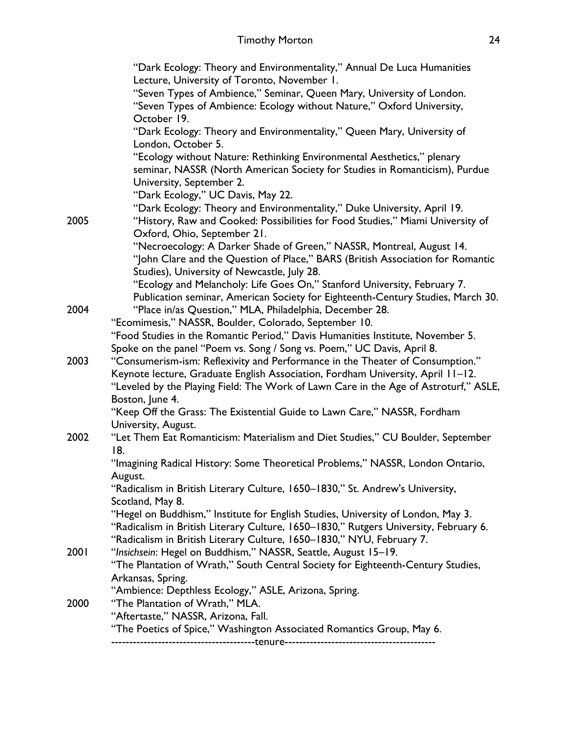"Dark Ecology: Theory and Environmentality," Annual De Luca Humanities Lecture, University of Toronto, November 1.
"Seven Types of Ambience," Seminar, Queen Mary, University of London.
"Seven Types of Ambience: Ecology without Nature," Oxford University, October 19.
"Dark Ecology: Theory and Environmentality," Queen Mary, University of London, October 5.
"Ecology without Nature: Rethinking Environmental Aesthetics," plenary seminar, NASSR (North American Society for Studies in Romanticism), Purdue University, September 2.
"Dark Ecology," UC Davis, May 22.
"Dark Ecology: Theory and Environmentality," Duke University, April 19.

2005
"History, Raw and Cooked: Possibilities for Food Studies," Miami University of Oxford, Ohio, September 21.
"Necroecology: A Darker Shade of Green," NASSR, Montreal, August 14.
"John Clare and the Question of Place," BARS (British Association for Romantic Studies), University of Newcastle, July 28.
"Ecology and Melancholy: Life Goes On," Stanford University, February 7.
Publication seminar, American Society for Eighteenth-Century Studies, March 30.

2004
"Place in/as Question," MLA, Philadelphia, December 28.
"Ecomimesis," NASSR, Boulder, Colorado, September 10.
"Food Studies in the Romantic Period," Davis Humanities Institute, November 5.
Spoke on the panel "Poem vs. Song / Song vs. Poem," UC Davis, April 8.

2003
"Consumerism-ism: Reflexivity and Performance in the Theater of Consumption." Keynote lecture, Graduate English Association, Fordham University, April 11–12.
"Leveled by the Playing Field: The Work of Lawn Care in the Age of Astroturf," ASLE, Boston, June 4.
"Keep Off the Grass: The Existential Guide to Lawn Care," NASSR, Fordham University, August.

2002
"Let Them Eat Romanticism: Materialism and Diet Studies," CU Boulder, September 18.
"Imagining Radical History: Some Theoretical Problems," NASSR, London Ontario, August.
"Radicalism in British Literary Culture, 1650–1830," St. Andrew's University, Scotland, May 8.
"Hegel on Buddhism," Institute for English Studies, University of London, May 3.
"Radicalism in British Literary Culture, 1650–1830," Rutgers University, February 6.
"Radicalism in British Literary Culture, 1650–1830," NYU, February 7.

2001
"*Insichsein*: Hegel on Buddhism," NASSR, Seattle, August 15–19.
"The Plantation of Wrath," South Central Society for Eighteenth-Century Studies, Arkansas, Spring.
"Ambience: Depthless Ecology," ASLE, Arizona, Spring.

2000
"The Plantation of Wrath," MLA.
"Aftertaste," NASSR, Arizona, Fall.
"The Poetics of Spice," Washington Associated Romantics Group, May 6.

---------------------------------------tenure-----------------------------------------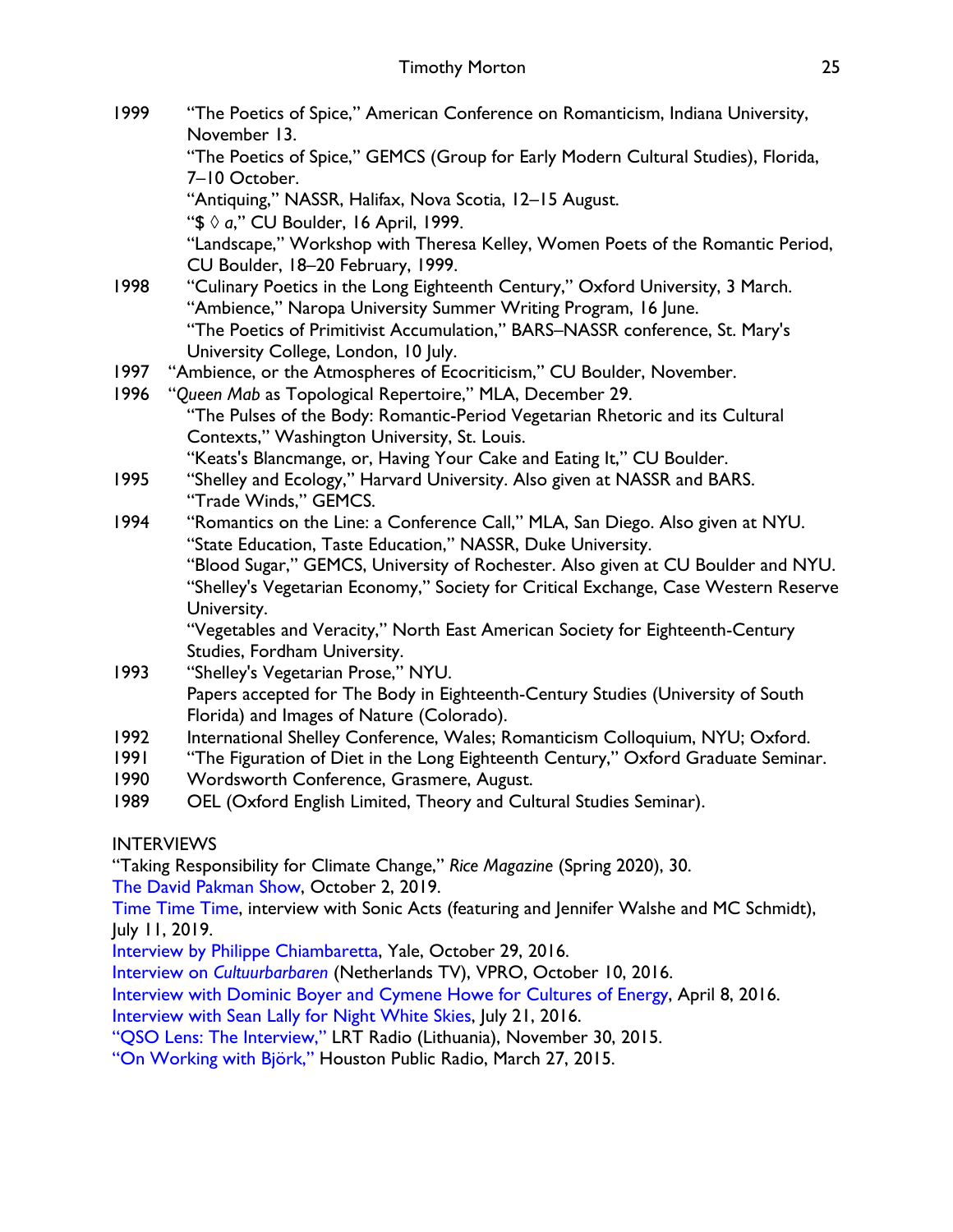1999 "The Poetics of Spice," American Conference on Romanticism, Indiana University, November 13.
"The Poetics of Spice," GEMCS (Group for Early Modern Cultural Studies), Florida, 7–10 October.
"Antiquing," NASSR, Halifax, Nova Scotia, 12–15 August.
"$ ◊ *a*," CU Boulder, 16 April, 1999.
"Landscape," Workshop with Theresa Kelley, Women Poets of the Romantic Period, CU Boulder, 18–20 February, 1999.

1998 "Culinary Poetics in the Long Eighteenth Century," Oxford University, 3 March.
"Ambience," Naropa University Summer Writing Program, 16 June.
"The Poetics of Primitivist Accumulation," BARS–NASSR conference, St. Mary's University College, London, 10 July.

1997 "Ambience, or the Atmospheres of Ecocriticism," CU Boulder, November.

1996 "*Queen Mab* as Topological Repertoire," MLA, December 29.
"The Pulses of the Body: Romantic-Period Vegetarian Rhetoric and its Cultural Contexts," Washington University, St. Louis.
"Keats's Blancmange, or, Having Your Cake and Eating It," CU Boulder.

1995 "Shelley and Ecology," Harvard University. Also given at NASSR and BARS.
"Trade Winds," GEMCS.

1994 "Romantics on the Line: a Conference Call," MLA, San Diego. Also given at NYU.
"State Education, Taste Education," NASSR, Duke University.
"Blood Sugar," GEMCS, University of Rochester. Also given at CU Boulder and NYU.
"Shelley's Vegetarian Economy," Society for Critical Exchange, Case Western Reserve University.
"Vegetables and Veracity," North East American Society for Eighteenth-Century Studies, Fordham University.

1993 "Shelley's Vegetarian Prose," NYU.
Papers accepted for The Body in Eighteenth-Century Studies (University of South Florida) and Images of Nature (Colorado).

1992 International Shelley Conference, Wales; Romanticism Colloquium, NYU; Oxford.

1991 "The Figuration of Diet in the Long Eighteenth Century," Oxford Graduate Seminar.

1990 Wordsworth Conference, Grasmere, August.

1989 OEL (Oxford English Limited, Theory and Cultural Studies Seminar).

INTERVIEWS

"Taking Responsibility for Climate Change," *Rice Magazine* (Spring 2020), 30.
The David Pakman Show, October 2, 2019.
Time Time Time, interview with Sonic Acts (featuring and Jennifer Walshe and MC Schmidt), July 11, 2019.
Interview by Philippe Chiambaretta, Yale, October 29, 2016.
Interview on *Cultuurbarbaren* (Netherlands TV), VPRO, October 10, 2016.
Interview with Dominic Boyer and Cymene Howe for Cultures of Energy, April 8, 2016.
Interview with Sean Lally for Night White Skies, July 21, 2016.
"QSO Lens: The Interview," LRT Radio (Lithuania), November 30, 2015.
"On Working with Björk," Houston Public Radio, March 27, 2015.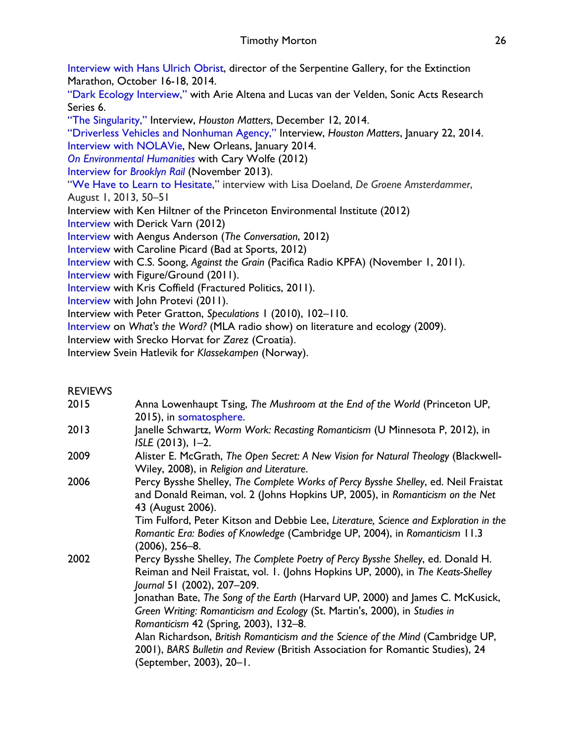Interview with Hans Ulrich Obrist, director of the Serpentine Gallery, for the Extinction Marathon, October 16-18, 2014.
"Dark Ecology Interview," with Arie Altena and Lucas van der Velden, Sonic Acts Research Series 6.
"The Singularity," Interview, *Houston Matters*, December 12, 2014.
"Driverless Vehicles and Nonhuman Agency," Interview, *Houston Matters*, January 22, 2014.
Interview with NOLAVie, New Orleans, January 2014.
*On Environmental Humanities* with Cary Wolfe (2012)
Interview for *Brooklyn Rail* (November 2013).
"We Have to Learn to Hesitate," interview with Lisa Doeland, *De Groene Amsterdammer*, August 1, 2013, 50–51
Interview with Ken Hiltner of the Princeton Environmental Institute (2012)
Interview with Derick Varn (2012)
Interview with Aengus Anderson (*The Conversation*, 2012)
Interview with Caroline Picard (Bad at Sports, 2012)
Interview with C.S. Soong, *Against the Grain* (Pacifica Radio KPFA) (November 1, 2011).
Interview with Figure/Ground (2011).
Interview with Kris Coffield (Fractured Politics, 2011).
Interview with John Protevi (2011).
Interview with Peter Gratton, *Speculations* 1 (2010), 102–110.
Interview on *What's the Word?* (MLA radio show) on literature and ecology (2009).
Interview with Srecko Horvat for *Zarez* (Croatia).
Interview Svein Hatlevik for *Klassekampen* (Norway).

REVIEWS

2015 Anna Lowenhaupt Tsing, *The Mushroom at the End of the World* (Princeton UP, 2015), in somatosphere.

2013 Janelle Schwartz, *Worm Work: Recasting Romanticism* (U Minnesota P, 2012), in *ISLE* (2013), 1–2.

2009 Alister E. McGrath, *The Open Secret: A New Vision for Natural Theology* (Blackwell-Wiley, 2008), in *Religion and Literature*.

2006 Percy Bysshe Shelley, *The Complete Works of Percy Bysshe Shelley*, ed. Neil Fraistat and Donald Reiman, vol. 2 (Johns Hopkins UP, 2005), in *Romanticism on the Net* 43 (August 2006).
Tim Fulford, Peter Kitson and Debbie Lee, *Literature, Science and Exploration in the Romantic Era: Bodies of Knowledge* (Cambridge UP, 2004), in *Romanticism* 11.3 (2006), 256–8.

2002 Percy Bysshe Shelley, *The Complete Poetry of Percy Bysshe Shelley*, ed. Donald H. Reiman and Neil Fraistat, vol. 1. (Johns Hopkins UP, 2000), in *The Keats-Shelley Journal* 51 (2002), 207–209.
Jonathan Bate, *The Song of the Earth* (Harvard UP, 2000) and James C. McKusick, *Green Writing: Romanticism and Ecology* (St. Martin's, 2000), in *Studies in Romanticism* 42 (Spring, 2003), 132–8.
Alan Richardson, *British Romanticism and the Science of the Mind* (Cambridge UP, 2001), *BARS Bulletin and Review* (British Association for Romantic Studies), 24 (September, 2003), 20–1.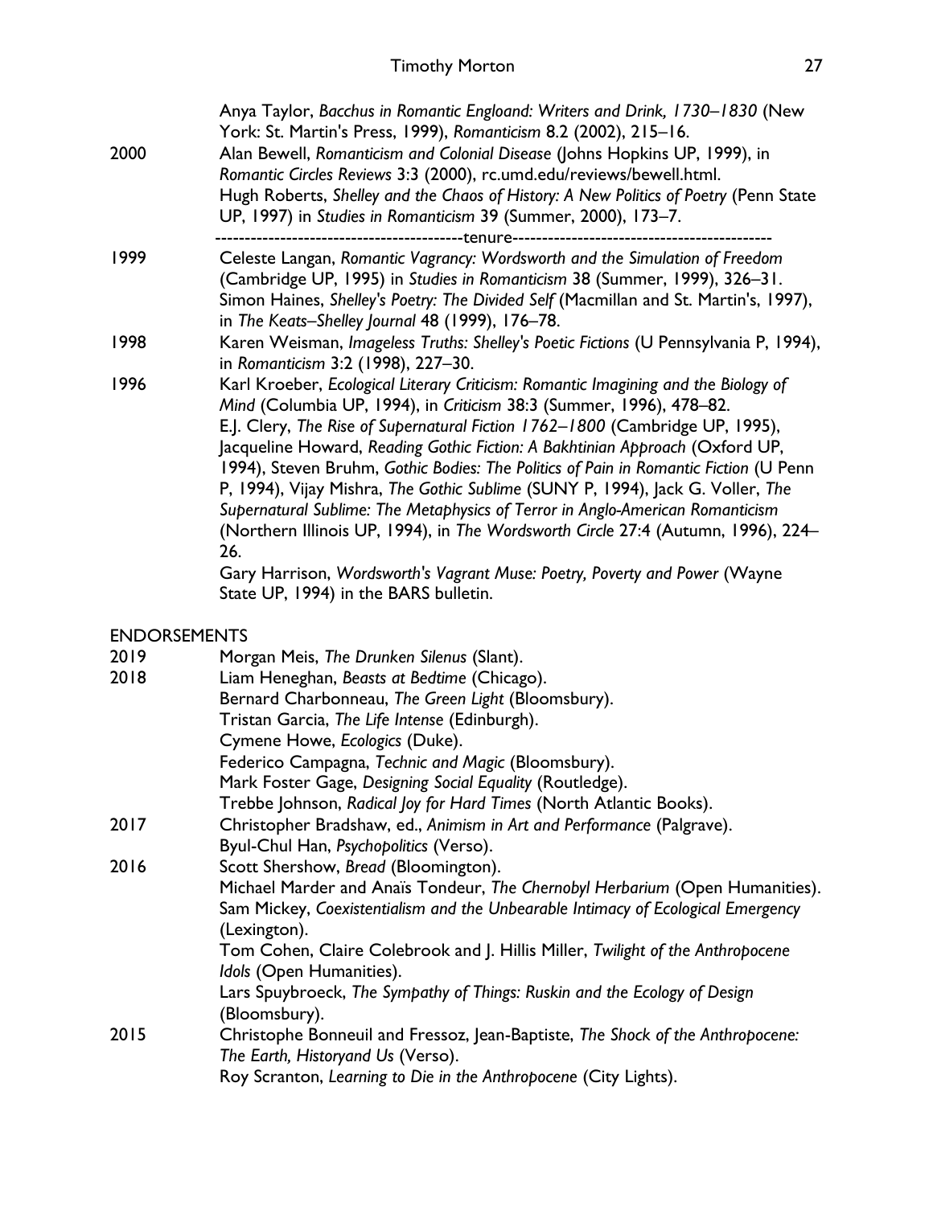Anya Taylor, *Bacchus in Romantic Engloand: Writers and Drink, 1730–1830* (New York: St. Martin's Press, 1999), *Romanticism* 8.2 (2002), 215–16.

2000 Alan Bewell, *Romanticism and Colonial Disease* (Johns Hopkins UP, 1999), in *Romantic Circles Reviews* 3:3 (2000), rc.umd.edu/reviews/bewell.html.

Hugh Roberts, *Shelley and the Chaos of History: A New Politics of Poetry* (Penn State UP, 1997) in *Studies in Romanticism* 39 (Summer, 2000), 173–7.

-----------------------------------------tenure-------------------------------------------

1999 Celeste Langan, *Romantic Vagrancy: Wordsworth and the Simulation of Freedom* (Cambridge UP, 1995) in *Studies in Romanticism* 38 (Summer, 1999), 326–31.

Simon Haines, *Shelley's Poetry: The Divided Self* (Macmillan and St. Martin's, 1997), in *The Keats–Shelley Journal* 48 (1999), 176–78.

1998 Karen Weisman, *Imageless Truths: Shelley's Poetic Fictions* (U Pennsylvania P, 1994), in *Romanticism* 3:2 (1998), 227–30.

1996 Karl Kroeber, *Ecological Literary Criticism: Romantic Imagining and the Biology of Mind* (Columbia UP, 1994), in *Criticism* 38:3 (Summer, 1996), 478–82.

E.J. Clery, *The Rise of Supernatural Fiction 1762–1800* (Cambridge UP, 1995), Jacqueline Howard, *Reading Gothic Fiction: A Bakhtinian Approach* (Oxford UP, 1994), Steven Bruhm, *Gothic Bodies: The Politics of Pain in Romantic Fiction* (U Penn P, 1994), Vijay Mishra, *The Gothic Sublime* (SUNY P, 1994), Jack G. Voller, *The Supernatural Sublime: The Metaphysics of Terror in Anglo-American Romanticism* (Northern Illinois UP, 1994), in *The Wordsworth Circle* 27:4 (Autumn, 1996), 224–26.

Gary Harrison, *Wordsworth's Vagrant Muse: Poetry, Poverty and Power* (Wayne State UP, 1994) in the BARS bulletin.

## ENDORSEMENTS

2019 Morgan Meis, *The Drunken Silenus* (Slant).

2018 Liam Heneghan, *Beasts at Bedtime* (Chicago).

Bernard Charbonneau, *The Green Light* (Bloomsbury).

Tristan Garcia, *The Life Intense* (Edinburgh).

Cymene Howe, *Ecologics* (Duke).

Federico Campagna, *Technic and Magic* (Bloomsbury).

Mark Foster Gage, *Designing Social Equality* (Routledge).

Trebbe Johnson, *Radical Joy for Hard Times* (North Atlantic Books).

2017 Christopher Bradshaw, ed., *Animism in Art and Performance* (Palgrave).

Byul-Chul Han, *Psychopolitics* (Verso).

2016 Scott Shershow, *Bread* (Bloomington).

Michael Marder and Anaïs Tondeur, *The Chernobyl Herbarium* (Open Humanities).

Sam Mickey, *Coexistentialism and the Unbearable Intimacy of Ecological Emergency* (Lexington).

Tom Cohen, Claire Colebrook and J. Hillis Miller, *Twilight of the Anthropocene Idols* (Open Humanities).

Lars Spuybroeck, *The Sympathy of Things: Ruskin and the Ecology of Design* (Bloomsbury).

2015 Christophe Bonneuil and Fressoz, Jean-Baptiste, *The Shock of the Anthropocene: The Earth, Historyand Us* (Verso).

Roy Scranton, *Learning to Die in the Anthropocene* (City Lights).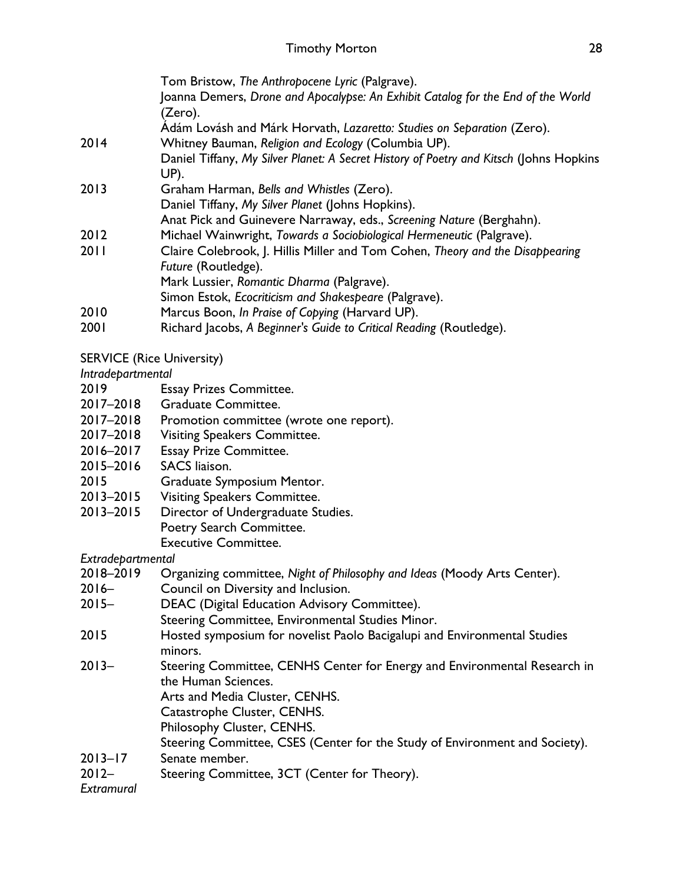| | |
|---|---|
| | Tom Bristow, *The Anthropocene Lyric* (Palgrave). |
| | Joanna Demers, *Drone and Apocalypse: An Exhibit Catalog for the End of the World* (Zero). |
| | Ádám Lovásh and Márk Horvath, *Lazaretto: Studies on Separation* (Zero). |
| 2014 | Whitney Bauman, *Religion and Ecology* (Columbia UP). |
| | Daniel Tiffany, *My Silver Planet: A Secret History of Poetry and Kitsch* (Johns Hopkins UP). |
| 2013 | Graham Harman, *Bells and Whistles* (Zero). |
| | Daniel Tiffany, *My Silver Planet* (Johns Hopkins). |
| | Anat Pick and Guinevere Narraway, eds., *Screening Nature* (Berghahn). |
| 2012 | Michael Wainwright, *Towards a Sociobiological Hermeneutic* (Palgrave). |
| 2011 | Claire Colebrook, J. Hillis Miller and Tom Cohen, *Theory and the Disappearing Future* (Routledge). |
| | Mark Lussier, *Romantic Dharma* (Palgrave). |
| | Simon Estok, *Ecocriticism and Shakespeare* (Palgrave). |
| 2010 | Marcus Boon, *In Praise of Copying* (Harvard UP). |
| 2001 | Richard Jacobs, *A Beginner's Guide to Critical Reading* (Routledge). |

SERVICE (Rice University)

*Intradepartmental*

| | |
|---|---|
| 2019 | Essay Prizes Committee. |
| 2017–2018 | Graduate Committee. |
| 2017–2018 | Promotion committee (wrote one report). |
| 2017–2018 | Visiting Speakers Committee. |
| 2016–2017 | Essay Prize Committee. |
| 2015–2016 | SACS liaison. |
| 2015 | Graduate Symposium Mentor. |
| 2013–2015 | Visiting Speakers Committee. |
| 2013–2015 | Director of Undergraduate Studies. |
| | Poetry Search Committee. |
| | Executive Committee. |

*Extradepartmental*

| | |
|---|---|
| 2018–2019 | Organizing committee, *Night of Philosophy and Ideas* (Moody Arts Center). |
| 2016– | Council on Diversity and Inclusion. |
| 2015– | DEAC (Digital Education Advisory Committee). |
| | Steering Committee, Environmental Studies Minor. |
| 2015 | Hosted symposium for novelist Paolo Bacigalupi and Environmental Studies minors. |
| 2013– | Steering Committee, CENHS Center for Energy and Environmental Research in the Human Sciences. |
| | Arts and Media Cluster, CENHS. |
| | Catastrophe Cluster, CENHS. |
| | Philosophy Cluster, CENHS. |
| | Steering Committee, CSES (Center for the Study of Environment and Society). |
| 2013–17 | Senate member. |
| 2012– | Steering Committee, 3CT (Center for Theory). |

*Extramural*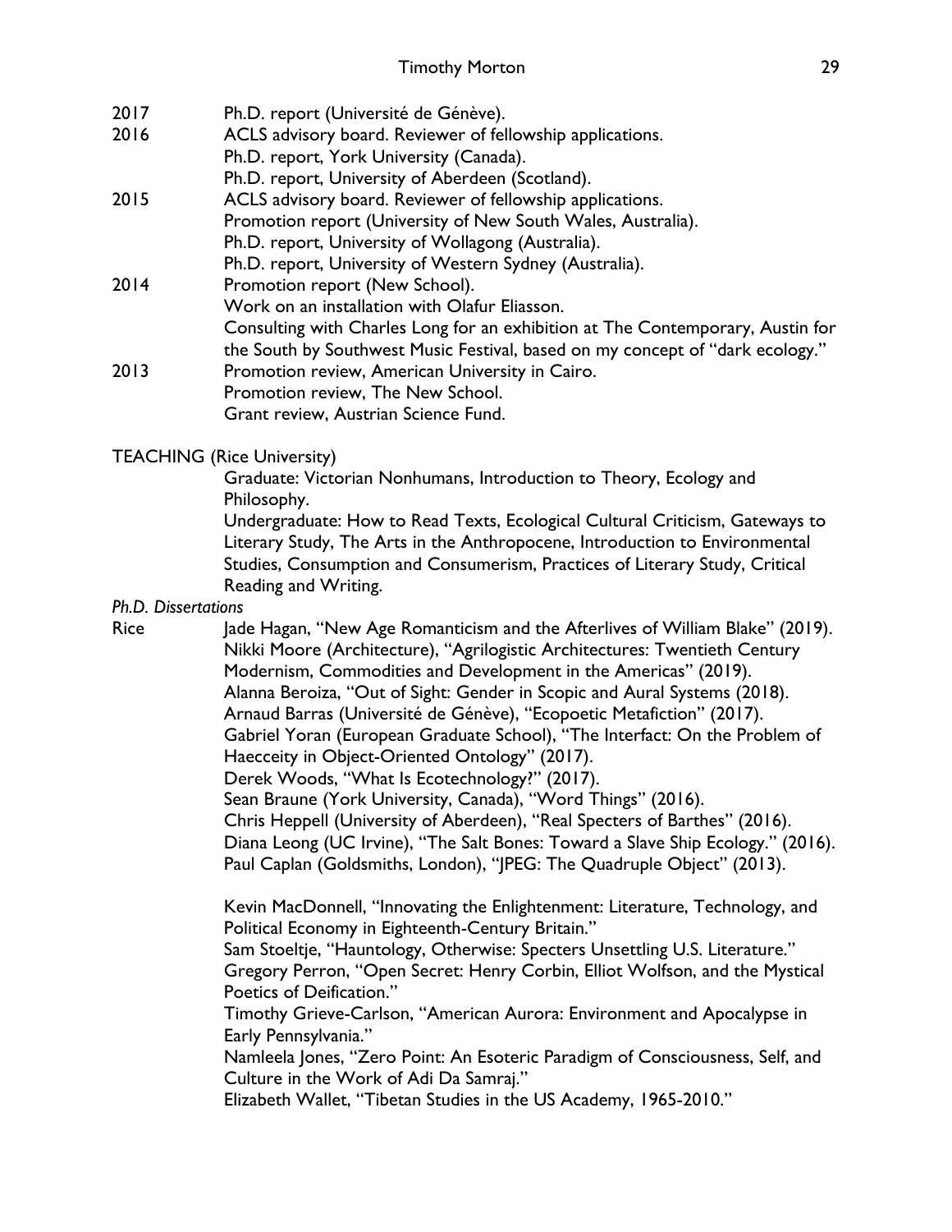2017 Ph.D. report (Université de Génève).

2016 ACLS advisory board. Reviewer of fellowship applications.
Ph.D. report, York University (Canada).
Ph.D. report, University of Aberdeen (Scotland).

2015 ACLS advisory board. Reviewer of fellowship applications.
Promotion report (University of New South Wales, Australia).
Ph.D. report, University of Wollagong (Australia).
Ph.D. report, University of Western Sydney (Australia).

2014 Promotion report (New School).
Work on an installation with Olafur Eliasson.
Consulting with Charles Long for an exhibition at The Contemporary, Austin for the South by Southwest Music Festival, based on my concept of "dark ecology."

2013 Promotion review, American University in Cairo.
Promotion review, The New School.
Grant review, Austrian Science Fund.

TEACHING (Rice University)

Graduate: Victorian Nonhumans, Introduction to Theory, Ecology and Philosophy.

Undergraduate: How to Read Texts, Ecological Cultural Criticism, Gateways to Literary Study, The Arts in the Anthropocene, Introduction to Environmental Studies, Consumption and Consumerism, Practices of Literary Study, Critical Reading and Writing.

*Ph.D. Dissertations*

Rice Jade Hagan, "New Age Romanticism and the Afterlives of William Blake" (2019).
Nikki Moore (Architecture), "Agrilogistic Architectures: Twentieth Century Modernism, Commodities and Development in the Americas" (2019).
Alanna Beroiza, "Out of Sight: Gender in Scopic and Aural Systems (2018).
Arnaud Barras (Université de Génève), "Ecopoetic Metafiction" (2017).
Gabriel Yoran (European Graduate School), "The Interfact: On the Problem of Haecceity in Object-Oriented Ontology" (2017).
Derek Woods, "What Is Ecotechnology?" (2017).
Sean Braune (York University, Canada), "Word Things" (2016).
Chris Heppell (University of Aberdeen), "Real Specters of Barthes" (2016).
Diana Leong (UC Irvine), "The Salt Bones: Toward a Slave Ship Ecology." (2016).
Paul Caplan (Goldsmiths, London), "JPEG: The Quadruple Object" (2013).

Kevin MacDonnell, "Innovating the Enlightenment: Literature, Technology, and Political Economy in Eighteenth-Century Britain."
Sam Stoeltje, "Hauntology, Otherwise: Specters Unsettling U.S. Literature."
Gregory Perron, "Open Secret: Henry Corbin, Elliot Wolfson, and the Mystical Poetics of Deification."
Timothy Grieve-Carlson, "American Aurora: Environment and Apocalypse in Early Pennsylvania."
Namleela Jones, "Zero Point: An Esoteric Paradigm of Consciousness, Self, and Culture in the Work of Adi Da Samraj."
Elizabeth Wallet, "Tibetan Studies in the US Academy, 1965-2010."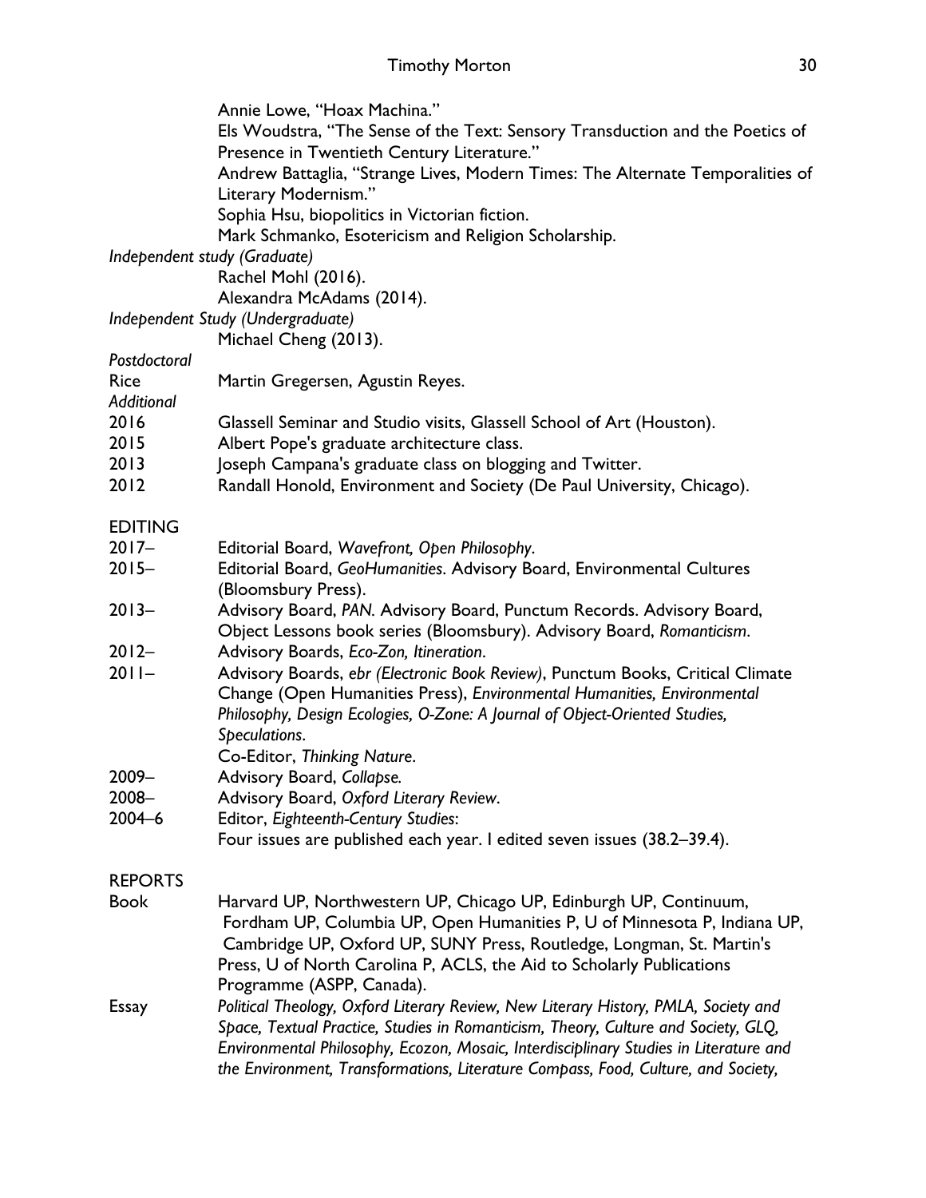Annie Lowe, "Hoax Machina."
Els Woudstra, "The Sense of the Text: Sensory Transduction and the Poetics of Presence in Twentieth Century Literature."
Andrew Battaglia, "Strange Lives, Modern Times: The Alternate Temporalities of Literary Modernism."
Sophia Hsu, biopolitics in Victorian fiction.
Mark Schmanko, Esotericism and Religion Scholarship.

*Independent study (Graduate)*

Rachel Mohl (2016).
Alexandra McAdams (2014).

*Independent Study (Undergraduate)*

Michael Cheng (2013).

*Postdoctoral*

Rice — Martin Gregersen, Agustin Reyes.

*Additional*

2016 — Glassell Seminar and Studio visits, Glassell School of Art (Houston).
2015 — Albert Pope's graduate architecture class.
2013 — Joseph Campana's graduate class on blogging and Twitter.
2012 — Randall Honold, Environment and Society (De Paul University, Chicago).

## EDITING

2017– — Editorial Board, *Wavefront, Open Philosophy*.
2015– — Editorial Board, *GeoHumanities*. Advisory Board, Environmental Cultures (Bloomsbury Press).
2013– — Advisory Board, *PAN*. Advisory Board, Punctum Records. Advisory Board, Object Lessons book series (Bloomsbury). Advisory Board, *Romanticism*.
2012– — Advisory Boards, *Eco-Zon, Itineration*.
2011– — Advisory Boards, *ebr (Electronic Book Review)*, Punctum Books, Critical Climate Change (Open Humanities Press), *Environmental Humanities, Environmental Philosophy, Design Ecologies, O-Zone: A Journal of Object-Oriented Studies, Speculations*.
Co-Editor, *Thinking Nature*.
2009– — Advisory Board, *Collapse.*
2008– — Advisory Board, *Oxford Literary Review*.
2004–6 — Editor, *Eighteenth-Century Studies*:
Four issues are published each year. I edited seven issues (38.2–39.4).

## REPORTS

Book — Harvard UP, Northwestern UP, Chicago UP, Edinburgh UP, Continuum, Fordham UP, Columbia UP, Open Humanities P, U of Minnesota P, Indiana UP, Cambridge UP, Oxford UP, SUNY Press, Routledge, Longman, St. Martin's Press, U of North Carolina P, ACLS, the Aid to Scholarly Publications Programme (ASPP, Canada).

Essay — *Political Theology, Oxford Literary Review, New Literary History, PMLA, Society and Space, Textual Practice, Studies in Romanticism, Theory, Culture and Society, GLQ, Environmental Philosophy, Ecozon, Mosaic, Interdisciplinary Studies in Literature and the Environment, Transformations, Literature Compass, Food, Culture, and Society,*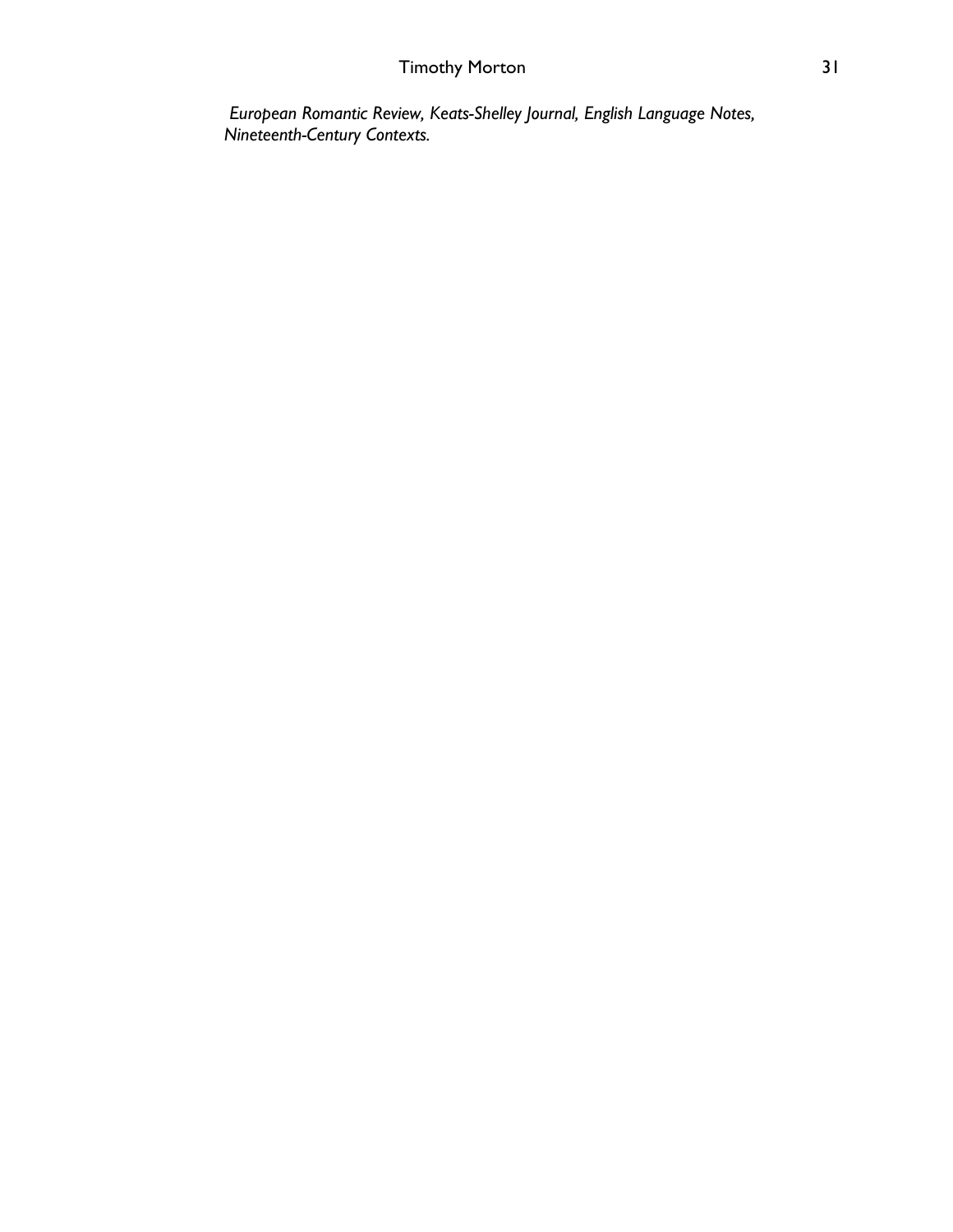*European Romantic Review, Keats-Shelley Journal, English Language Notes, Nineteenth-Century Contexts.*